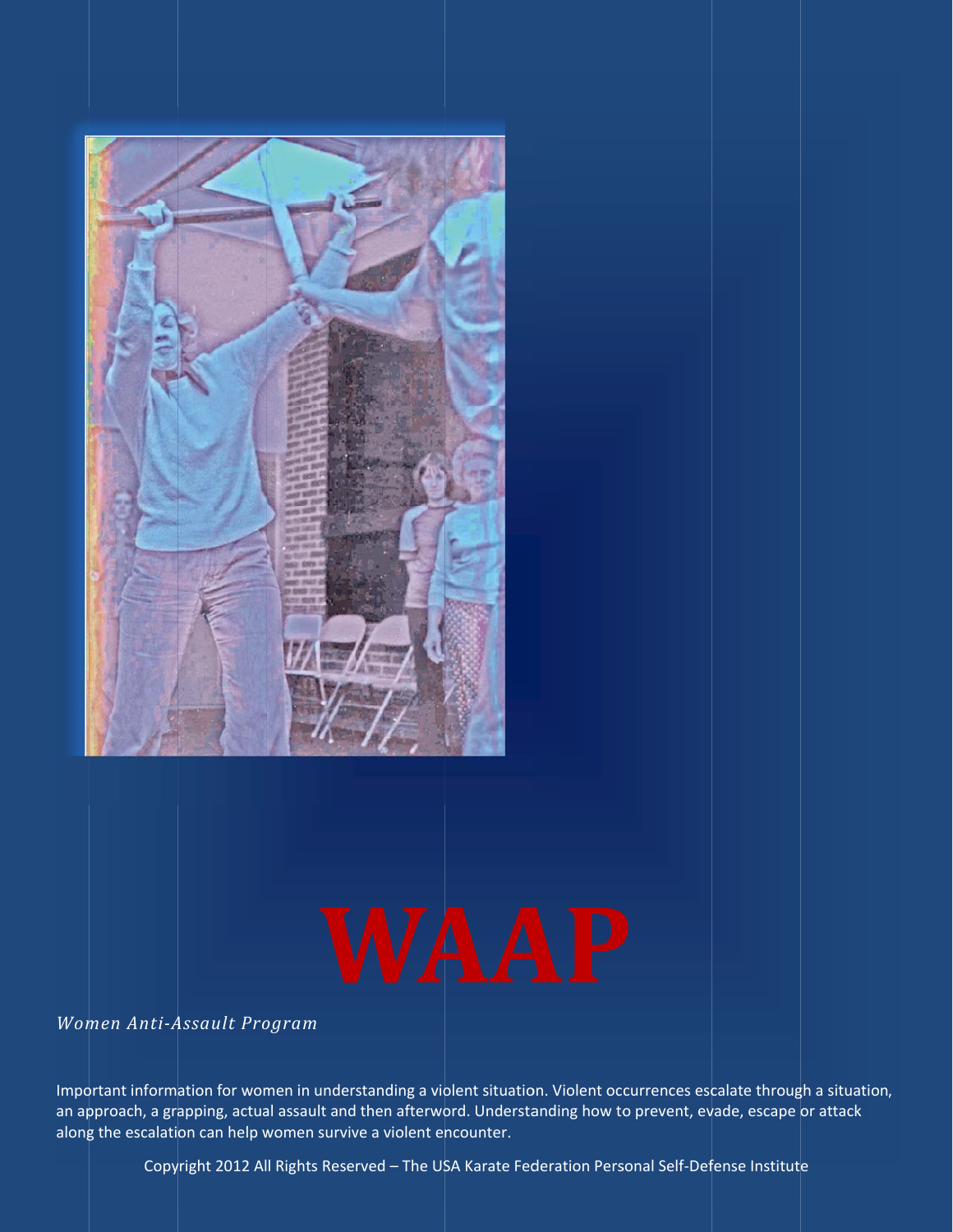# WAAP

*Women Anti-Assault Program*

Important information for women in understanding a violent situation. Violent occurrences escalate through a situation, an approach, a grapping, actual assault and then afterword. Understanding how to prevent, evade, escape or attack along the escalation can help women survive a violent encounter.

Copyright 2012 All Rights Reserved – The USA Karate Federation Personal Self-Defense Institute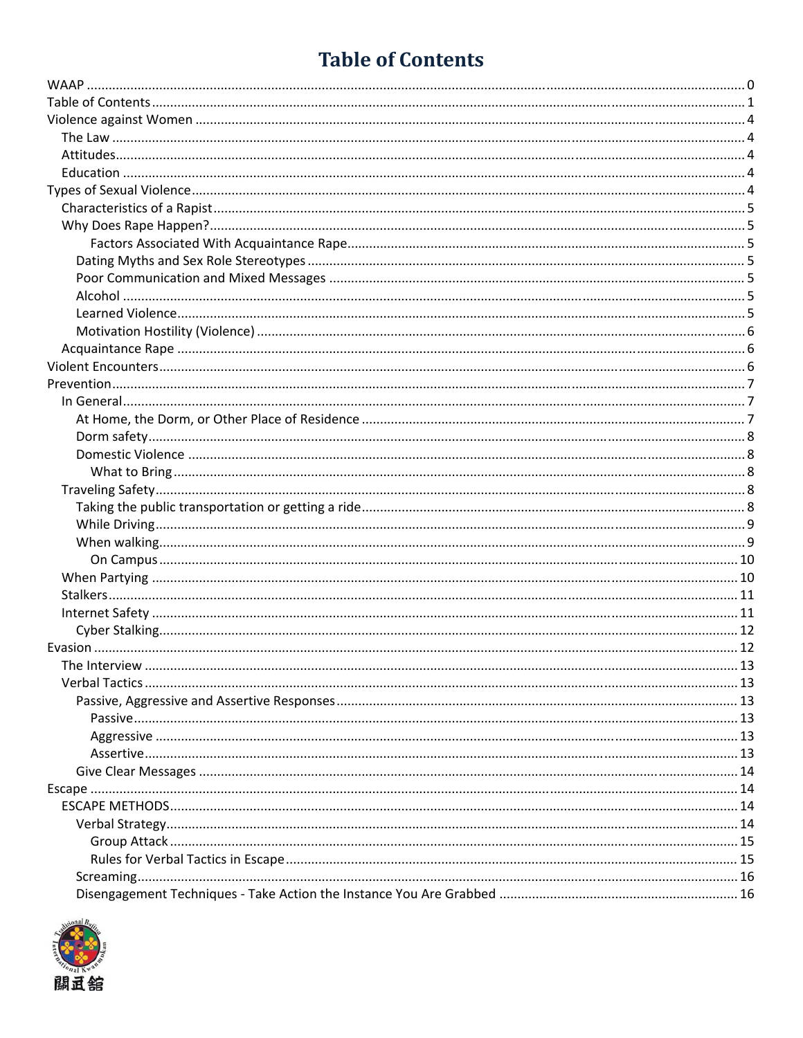# Table of Contents

- WAAP .......... 0
- Table of Contents .......... 1
- Violence against Women .......... 4
  - The Law .......... 4
  - Attitudes .......... 4
  - Education .......... 4
- Types of Sexual Violence .......... 4
  - Characteristics of a Rapist .......... 5
  - Why Does Rape Happen? .......... 5
      - Factors Associated With Acquaintance Rape .......... 5
    - Dating Myths and Sex Role Stereotypes .......... 5
    - Poor Communication and Mixed Messages .......... 5
    - Alcohol .......... 5
    - Learned Violence .......... 5
    - Motivation Hostility (Violence) .......... 6
  - Acquaintance Rape .......... 6
- Violent Encounters .......... 6
- Prevention .......... 7
  - In General .......... 7
    - At Home, the Dorm, or Other Place of Residence .......... 7
    - Dorm safety .......... 8
    - Domestic Violence .......... 8
      - What to Bring .......... 8
  - Traveling Safety .......... 8
    - Taking the public transportation or getting a ride .......... 8
    - While Driving .......... 9
    - When walking .......... 9
      - On Campus .......... 10
  - When Partying .......... 10
  - Stalkers .......... 11
  - Internet Safety .......... 11
    - Cyber Stalking .......... 12
- Evasion .......... 12
  - The Interview .......... 13
  - Verbal Tactics .......... 13
    - Passive, Aggressive and Assertive Responses .......... 13
      - Passive .......... 13
      - Aggressive .......... 13
      - Assertive .......... 13
    - Give Clear Messages .......... 14
- Escape .......... 14
  - ESCAPE METHODS .......... 14
    - Verbal Strategy .......... 14
      - Group Attack .......... 15
      - Rules for Verbal Tactics in Escape .......... 15
    - Screaming .......... 16
    - Disengagement Techniques - Take Action the Instance You Are Grabbed .......... 16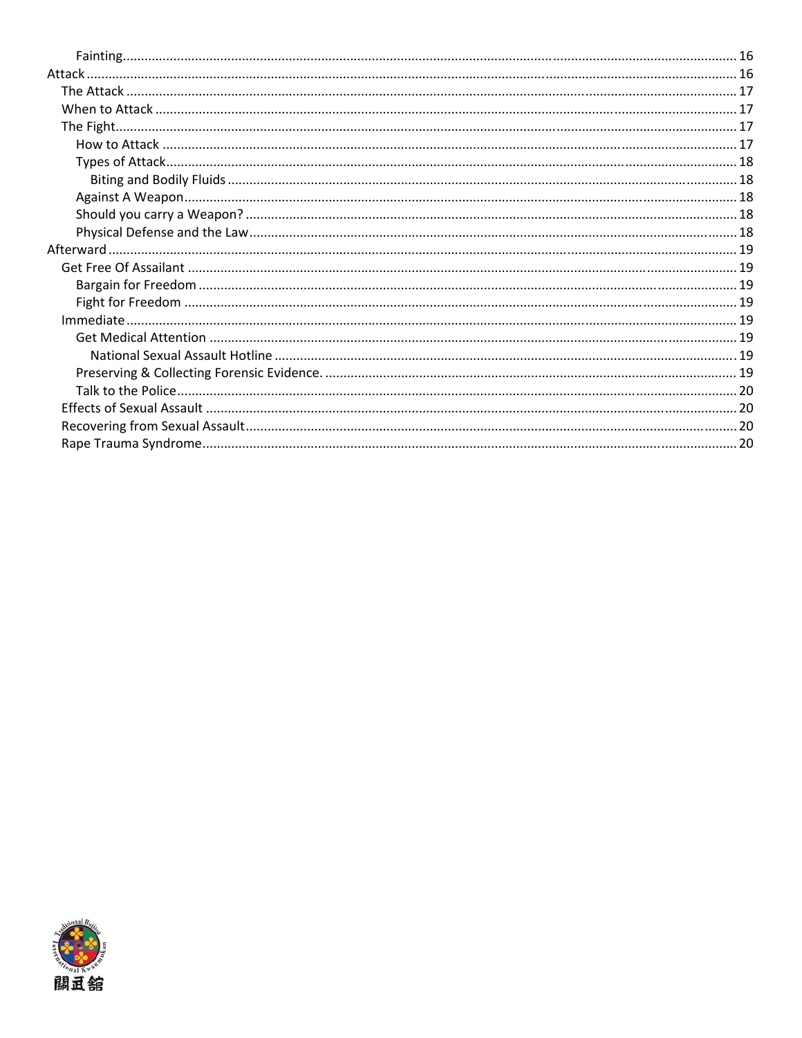- Fainting ... 16
- Attack ... 16
  - The Attack ... 17
  - When to Attack ... 17
  - The Fight ... 17
    - How to Attack ... 17
    - Types of Attack ... 18
      - Biting and Bodily Fluids ... 18
    - Against A Weapon ... 18
    - Should you carry a Weapon? ... 18
    - Physical Defense and the Law ... 18
- Afterward ... 19
  - Get Free Of Assailant ... 19
    - Bargain for Freedom ... 19
    - Fight for Freedom ... 19
  - Immediate ... 19
    - Get Medical Attention ... 19
      - National Sexual Assault Hotline ... 19
    - Preserving & Collecting Forensic Evidence. ... 19
    - Talk to the Police ... 20
  - Effects of Sexual Assault ... 20
  - Recovering from Sexual Assault ... 20
  - Rape Trauma Syndrome ... 20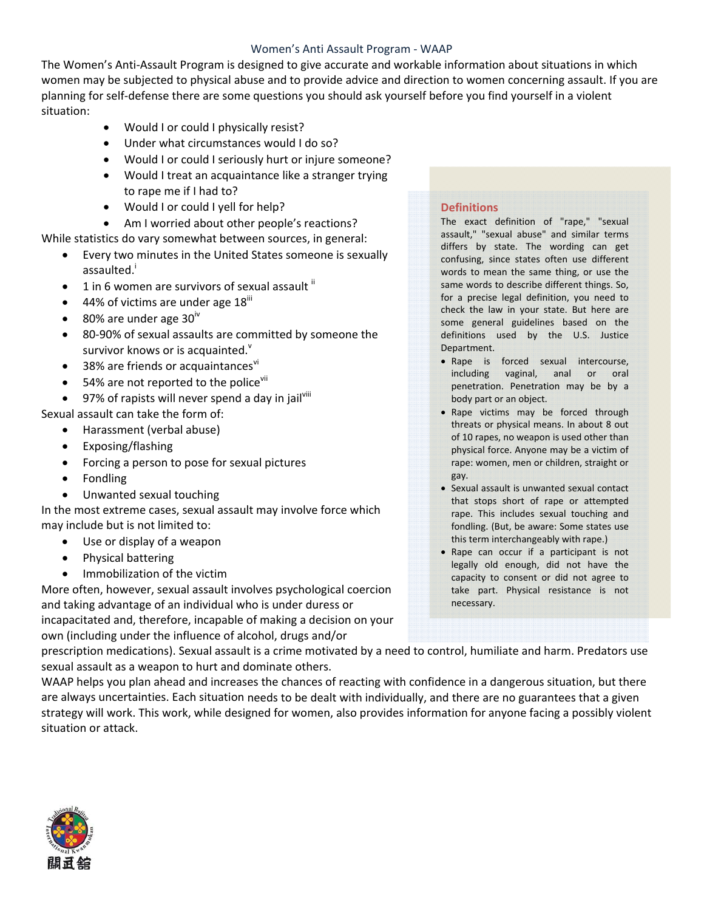## Women's Anti Assault Program - WAAP

The Women's Anti-Assault Program is designed to give accurate and workable information about situations in which women may be subjected to physical abuse and to provide advice and direction to women concerning assault. If you are planning for self-defense there are some questions you should ask yourself before you find yourself in a violent situation:

- Would I or could I physically resist?
- Under what circumstances would I do so?
- Would I or could I seriously hurt or injure someone?
- Would I treat an acquaintance like a stranger trying to rape me if I had to?
- Would I or could I yell for help?
- Am I worried about other people's reactions?

While statistics do vary somewhat between sources, in general:

- Every two minutes in the United States someone is sexually assaulted.[i]
- 1 in 6 women are survivors of sexual assault [ii]
- 44% of victims are under age 18[iii]
- 80% are under age 30[iv]
- 80-90% of sexual assaults are committed by someone the survivor knows or is acquainted.[v]
- 38% are friends or acquaintances[vi]
- 54% are not reported to the police[vii]
- 97% of rapists will never spend a day in jail[viii]

Sexual assault can take the form of:

- Harassment (verbal abuse)
- Exposing/flashing
- Forcing a person to pose for sexual pictures
- Fondling
- Unwanted sexual touching

In the most extreme cases, sexual assault may involve force which may include but is not limited to:

- Use or display of a weapon
- Physical battering
- Immobilization of the victim

More often, however, sexual assault involves psychological coercion and taking advantage of an individual who is under duress or incapacitated and, therefore, incapable of making a decision on your own (including under the influence of alcohol, drugs and/or prescription medications). Sexual assault is a crime motivated by a need to control, humiliate and harm. Predators use sexual assault as a weapon to hurt and dominate others.

WAAP helps you plan ahead and increases the chances of reacting with confidence in a dangerous situation, but there are always uncertainties. Each situation needs to be dealt with individually, and there are no guarantees that a given strategy will work. This work, while designed for women, also provides information for anyone facing a possibly violent situation or attack.

### Definitions

The exact definition of "rape," "sexual assault," "sexual abuse" and similar terms differs by state. The wording can get confusing, since states often use different words to mean the same thing, or use the same words to describe different things. So, for a precise legal definition, you need to check the law in your state. But here are some general guidelines based on the definitions used by the U.S. Justice Department.

- Rape is forced sexual intercourse, including vaginal, anal or oral penetration. Penetration may be by a body part or an object.
- Rape victims may be forced through threats or physical means. In about 8 out of 10 rapes, no weapon is used other than physical force. Anyone may be a victim of rape: women, men or children, straight or gay.
- Sexual assault is unwanted sexual contact that stops short of rape or attempted rape. This includes sexual touching and fondling. (But, be aware: Some states use this term interchangeably with rape.)
- Rape can occur if a participant is not legally old enough, did not have the capacity to consent or did not agree to take part. Physical resistance is not necessary.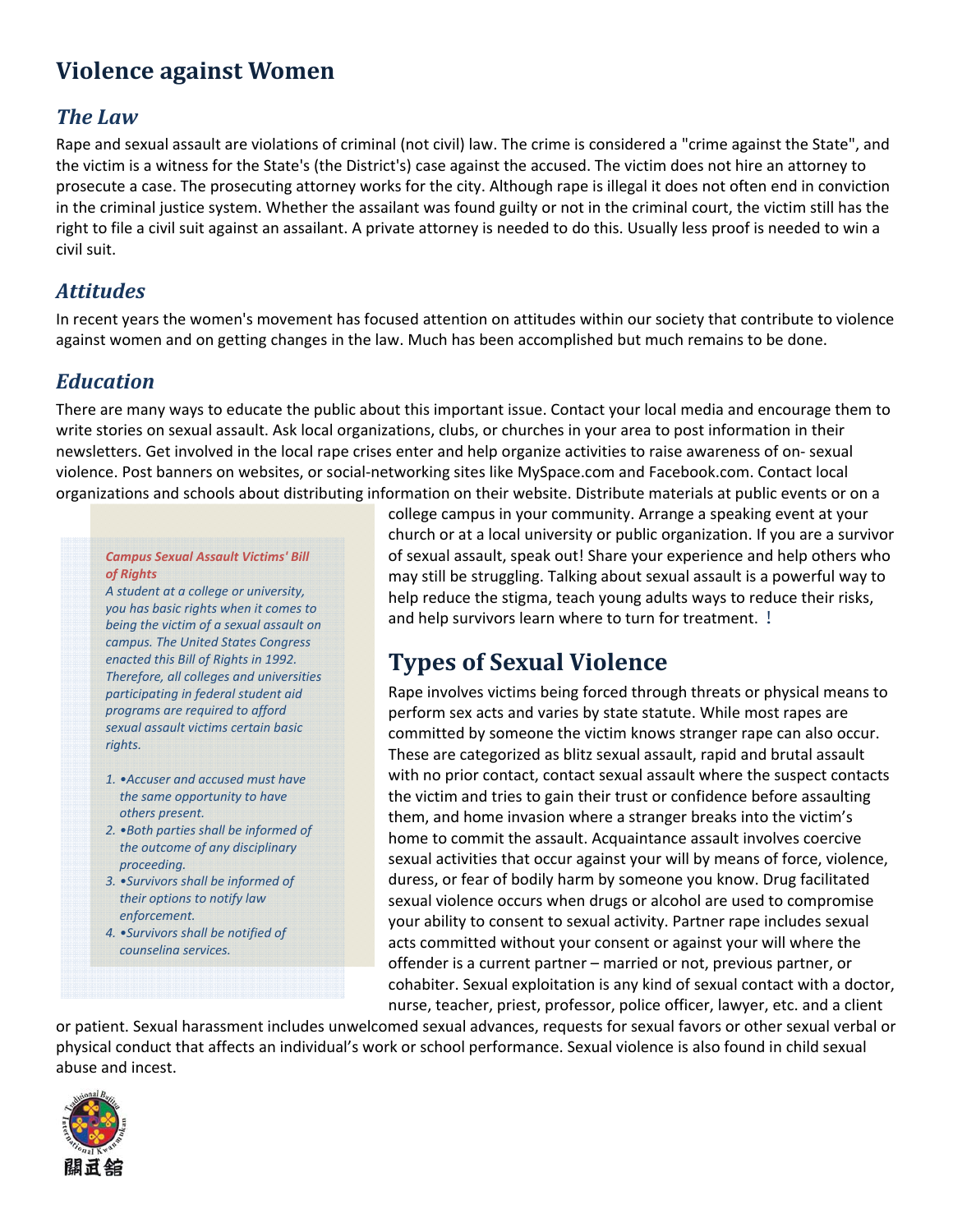# Violence against Women

## The Law

Rape and sexual assault are violations of criminal (not civil) law. The crime is considered a "crime against the State", and the victim is a witness for the State's (the District's) case against the accused. The victim does not hire an attorney to prosecute a case. The prosecuting attorney works for the city. Although rape is illegal it does not often end in conviction in the criminal justice system. Whether the assailant was found guilty or not in the criminal court, the victim still has the right to file a civil suit against an assailant. A private attorney is needed to do this. Usually less proof is needed to win a civil suit.

## Attitudes

In recent years the women's movement has focused attention on attitudes within our society that contribute to violence against women and on getting changes in the law. Much has been accomplished but much remains to be done.

## Education

There are many ways to educate the public about this important issue. Contact your local media and encourage them to write stories on sexual assault. Ask local organizations, clubs, or churches in your area to post information in their newsletters. Get involved in the local rape crises enter and help organize activities to raise awareness of on- sexual violence. Post banners on websites, or social-networking sites like MySpace.com and Facebook.com. Contact local organizations and schools about distributing information on their website. Distribute materials at public events or on a college campus in your community. Arrange a speaking event at your church or at a local university or public organization. If you are a survivor of sexual assault, speak out! Share your experience and help others who may still be struggling. Talking about sexual assault is a powerful way to help reduce the stigma, teach young adults ways to reduce their risks, and help survivors learn where to turn for treatment. !

> ***Campus Sexual Assault Victims' Bill of Rights***
>
> *A student at a college or university, you has basic rights when it comes to being the victim of a sexual assault on campus. The United States Congress enacted this Bill of Rights in 1992. Therefore, all colleges and universities participating in federal student aid programs are required to afford sexual assault victims certain basic rights.*
>
> 1. *•Accuser and accused must have the same opportunity to have others present.*
> 2. *•Both parties shall be informed of the outcome of any disciplinary proceeding.*
> 3. *•Survivors shall be informed of their options to notify law enforcement.*
> 4. *•Survivors shall be notified of counseling services.*

# Types of Sexual Violence

Rape involves victims being forced through threats or physical means to perform sex acts and varies by state statute. While most rapes are committed by someone the victim knows stranger rape can also occur. These are categorized as blitz sexual assault, rapid and brutal assault with no prior contact, contact sexual assault where the suspect contacts the victim and tries to gain their trust or confidence before assaulting them, and home invasion where a stranger breaks into the victim's home to commit the assault. Acquaintance assault involves coercive sexual activities that occur against your will by means of force, violence, duress, or fear of bodily harm by someone you know. Drug facilitated sexual violence occurs when drugs or alcohol are used to compromise your ability to consent to sexual activity. Partner rape includes sexual acts committed without your consent or against your will where the offender is a current partner – married or not, previous partner, or cohabiter. Sexual exploitation is any kind of sexual contact with a doctor, nurse, teacher, priest, professor, police officer, lawyer, etc. and a client or patient. Sexual harassment includes unwelcomed sexual advances, requests for sexual favors or other sexual verbal or physical conduct that affects an individual's work or school performance. Sexual violence is also found in child sexual abuse and incest.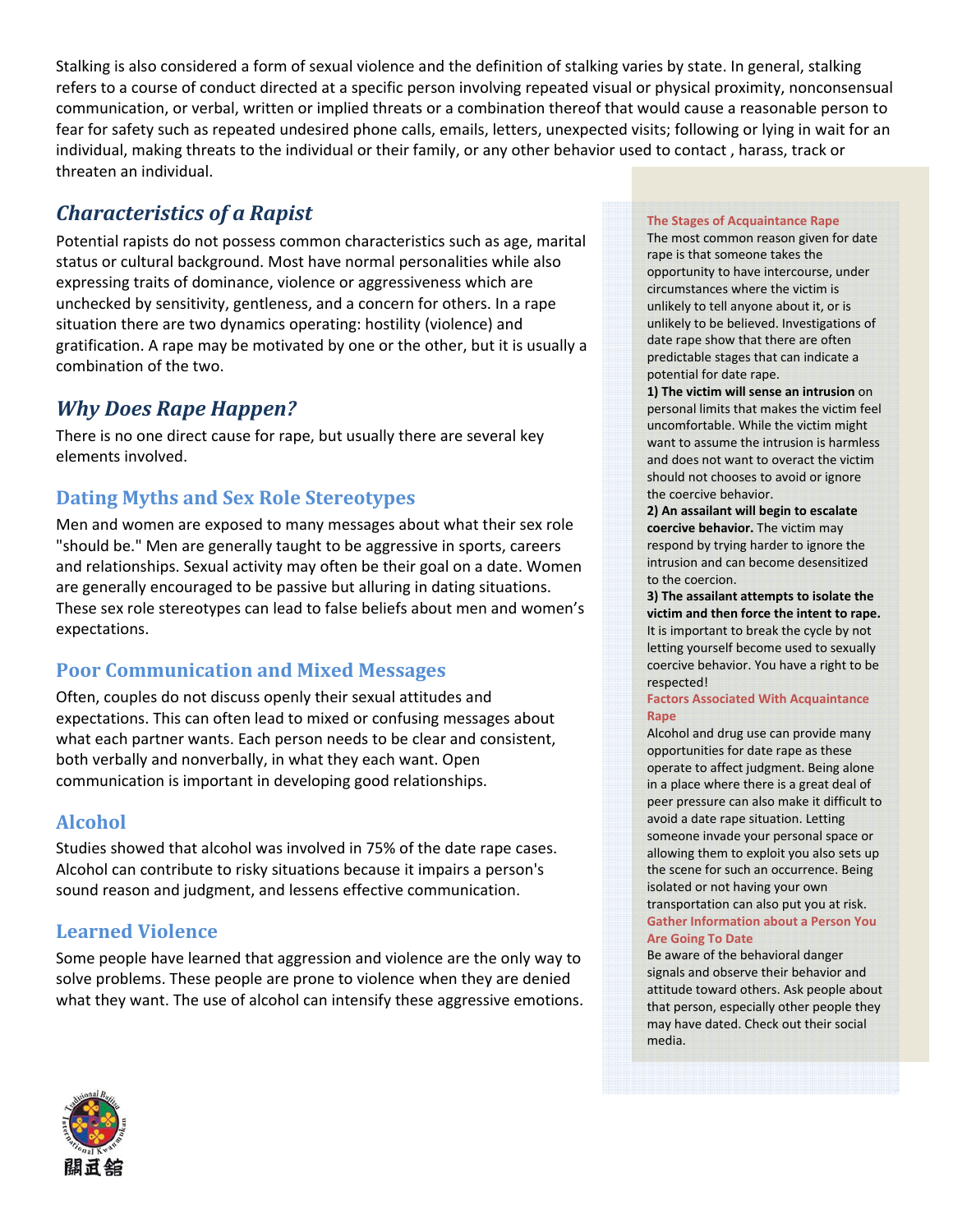Stalking is also considered a form of sexual violence and the definition of stalking varies by state. In general, stalking refers to a course of conduct directed at a specific person involving repeated visual or physical proximity, nonconsensual communication, or verbal, written or implied threats or a combination thereof that would cause a reasonable person to fear for safety such as repeated undesired phone calls, emails, letters, unexpected visits; following or lying in wait for an individual, making threats to the individual or their family, or any other behavior used to contact , harass, track or threaten an individual.

## *Characteristics of a Rapist*

Potential rapists do not possess common characteristics such as age, marital status or cultural background. Most have normal personalities while also expressing traits of dominance, violence or aggressiveness which are unchecked by sensitivity, gentleness, and a concern for others. In a rape situation there are two dynamics operating: hostility (violence) and gratification. A rape may be motivated by one or the other, but it is usually a combination of the two.

## *Why Does Rape Happen?*

There is no one direct cause for rape, but usually there are several key elements involved.

### Dating Myths and Sex Role Stereotypes

Men and women are exposed to many messages about what their sex role "should be." Men are generally taught to be aggressive in sports, careers and relationships. Sexual activity may often be their goal on a date. Women are generally encouraged to be passive but alluring in dating situations. These sex role stereotypes can lead to false beliefs about men and women's expectations.

### Poor Communication and Mixed Messages

Often, couples do not discuss openly their sexual attitudes and expectations. This can often lead to mixed or confusing messages about what each partner wants. Each person needs to be clear and consistent, both verbally and nonverbally, in what they each want. Open communication is important in developing good relationships.

### Alcohol

Studies showed that alcohol was involved in 75% of the date rape cases. Alcohol can contribute to risky situations because it impairs a person's sound reason and judgment, and lessens effective communication.

### Learned Violence

Some people have learned that aggression and violence are the only way to solve problems. These people are prone to violence when they are denied what they want. The use of alcohol can intensify these aggressive emotions.

#### The Stages of Acquaintance Rape

The most common reason given for date rape is that someone takes the opportunity to have intercourse, under circumstances where the victim is unlikely to tell anyone about it, or is unlikely to be believed. Investigations of date rape show that there are often predictable stages that can indicate a potential for date rape.

**1) The victim will sense an intrusion** on personal limits that makes the victim feel uncomfortable. While the victim might want to assume the intrusion is harmless and does not want to overact the victim should not chooses to avoid or ignore the coercive behavior.

**2) An assailant will begin to escalate coercive behavior.** The victim may respond by trying harder to ignore the intrusion and can become desensitized to the coercion.

**3) The assailant attempts to isolate the victim and then force the intent to rape.** It is important to break the cycle by not letting yourself become used to sexually coercive behavior. You have a right to be respected!

#### Factors Associated With Acquaintance Rape

Alcohol and drug use can provide many opportunities for date rape as these operate to affect judgment. Being alone in a place where there is a great deal of peer pressure can also make it difficult to avoid a date rape situation. Letting someone invade your personal space or allowing them to exploit you also sets up the scene for such an occurrence. Being isolated or not having your own transportation can also put you at risk.

#### Gather Information about a Person You Are Going To Date

Be aware of the behavioral danger signals and observe their behavior and attitude toward others. Ask people about that person, especially other people they may have dated. Check out their social media.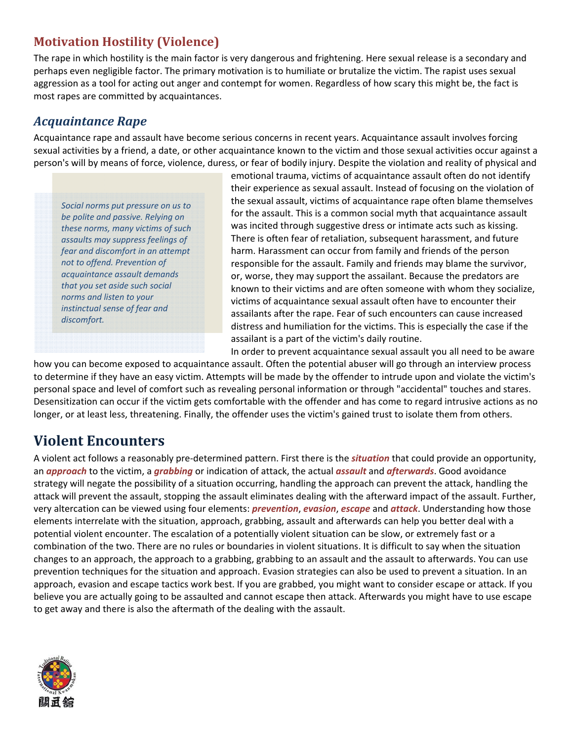## Motivation Hostility (Violence)

The rape in which hostility is the main factor is very dangerous and frightening. Here sexual release is a secondary and perhaps even negligible factor. The primary motivation is to humiliate or brutalize the victim. The rapist uses sexual aggression as a tool for acting out anger and contempt for women. Regardless of how scary this might be, the fact is most rapes are committed by acquaintances.

### *Acquaintance Rape*

Acquaintance rape and assault have become serious concerns in recent years. Acquaintance assault involves forcing sexual activities by a friend, a date, or other acquaintance known to the victim and those sexual activities occur against a person's will by means of force, violence, duress, or fear of bodily injury. Despite the violation and reality of physical and emotional trauma, victims of acquaintance assault often do not identify their experience as sexual assault. Instead of focusing on the violation of the sexual assault, victims of acquaintance rape often blame themselves for the assault. This is a common social myth that acquaintance assault was incited through suggestive dress or intimate acts such as kissing. There is often fear of retaliation, subsequent harassment, and future harm. Harassment can occur from family and friends of the person responsible for the assault. Family and friends may blame the survivor, or, worse, they may support the assailant. Because the predators are known to their victims and are often someone with whom they socialize, victims of acquaintance sexual assault often have to encounter their assailants after the rape. Fear of such encounters can cause increased distress and humiliation for the victims. This is especially the case if the assailant is a part of the victim's daily routine.

*Social norms put pressure on us to be polite and passive. Relying on these norms, many victims of such assaults may suppress feelings of fear and discomfort in an attempt not to offend. Prevention of acquaintance assault demands that you set aside such social norms and listen to your instinctual sense of fear and discomfort.*

In order to prevent acquaintance sexual assault you all need to be aware how you can become exposed to acquaintance assault. Often the potential abuser will go through an interview process to determine if they have an easy victim. Attempts will be made by the offender to intrude upon and violate the victim's personal space and level of comfort such as revealing personal information or through "accidental" touches and stares. Desensitization can occur if the victim gets comfortable with the offender and has come to regard intrusive actions as no longer, or at least less, threatening. Finally, the offender uses the victim's gained trust to isolate them from others.

# Violent Encounters

A violent act follows a reasonably pre-determined pattern. First there is the ***situation*** that could provide an opportunity, an ***approach*** to the victim, a ***grabbing*** or indication of attack, the actual ***assault*** and ***afterwards***. Good avoidance strategy will negate the possibility of a situation occurring, handling the approach can prevent the attack, handling the attack will prevent the assault, stopping the assault eliminates dealing with the afterward impact of the assault. Further, very altercation can be viewed using four elements: ***prevention***, ***evasion***, ***escape*** and ***attack***. Understanding how those elements interrelate with the situation, approach, grabbing, assault and afterwards can help you better deal with a potential violent encounter. The escalation of a potentially violent situation can be slow, or extremely fast or a combination of the two. There are no rules or boundaries in violent situations. It is difficult to say when the situation changes to an approach, the approach to a grabbing, grabbing to an assault and the assault to afterwards. You can use prevention techniques for the situation and approach. Evasion strategies can also be used to prevent a situation. In an approach, evasion and escape tactics work best. If you are grabbed, you might want to consider escape or attack. If you believe you are actually going to be assaulted and cannot escape then attack. Afterwards you might have to use escape to get away and there is also the aftermath of the dealing with the assault.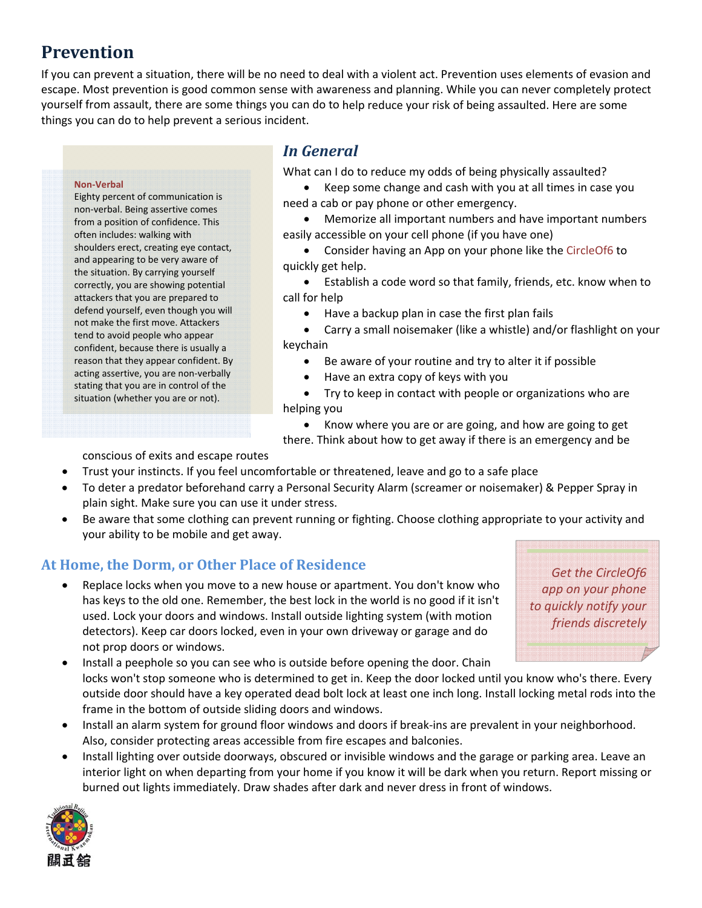# Prevention

If you can prevent a situation, there will be no need to deal with a violent act. Prevention uses elements of evasion and escape. Most prevention is good common sense with awareness and planning. While you can never completely protect yourself from assault, there are some things you can do to help reduce your risk of being assaulted. Here are some things you can do to help prevent a serious incident.

> **Non-Verbal**
> Eighty percent of communication is non-verbal. Being assertive comes from a position of confidence. This often includes: walking with shoulders erect, creating eye contact, and appearing to be very aware of the situation. By carrying yourself correctly, you are showing potential attackers that you are prepared to defend yourself, even though you will not make the first move. Attackers tend to avoid people who appear confident, because there is usually a reason that they appear confident. By acting assertive, you are non-verbally stating that you are in control of the situation (whether you are or not).

## *In General*

What can I do to reduce my odds of being physically assaulted?

- Keep some change and cash with you at all times in case you need a cab or pay phone or other emergency.
- Memorize all important numbers and have important numbers easily accessible on your cell phone (if you have one)
- Consider having an App on your phone like the CircleOf6 to quickly get help.
- Establish a code word so that family, friends, etc. know when to call for help
- Have a backup plan in case the first plan fails
- Carry a small noisemaker (like a whistle) and/or flashlight on your keychain
- Be aware of your routine and try to alter it if possible
- Have an extra copy of keys with you
- Try to keep in contact with people or organizations who are helping you
- Know where you are or are going, and how are going to get there. Think about how to get away if there is an emergency and be conscious of exits and escape routes
- Trust your instincts. If you feel uncomfortable or threatened, leave and go to a safe place
- To deter a predator beforehand carry a Personal Security Alarm (screamer or noisemaker) & Pepper Spray in plain sight. Make sure you can use it under stress.
- Be aware that some clothing can prevent running or fighting. Choose clothing appropriate to your activity and your ability to be mobile and get away.

### At Home, the Dorm, or Other Place of Residence

> *Get the CircleOf6 app on your phone to quickly notify your friends discretely*

- Replace locks when you move to a new house or apartment. You don't know who has keys to the old one. Remember, the best lock in the world is no good if it isn't used. Lock your doors and windows. Install outside lighting system (with motion detectors). Keep car doors locked, even in your own driveway or garage and do not prop doors or windows.
- Install a peephole so you can see who is outside before opening the door. Chain locks won't stop someone who is determined to get in. Keep the door locked until you know who's there. Every outside door should have a key operated dead bolt lock at least one inch long. Install locking metal rods into the frame in the bottom of outside sliding doors and windows.
- Install an alarm system for ground floor windows and doors if break-ins are prevalent in your neighborhood. Also, consider protecting areas accessible from fire escapes and balconies.
- Install lighting over outside doorways, obscured or invisible windows and the garage or parking area. Leave an interior light on when departing from your home if you know it will be dark when you return. Report missing or burned out lights immediately. Draw shades after dark and never dress in front of windows.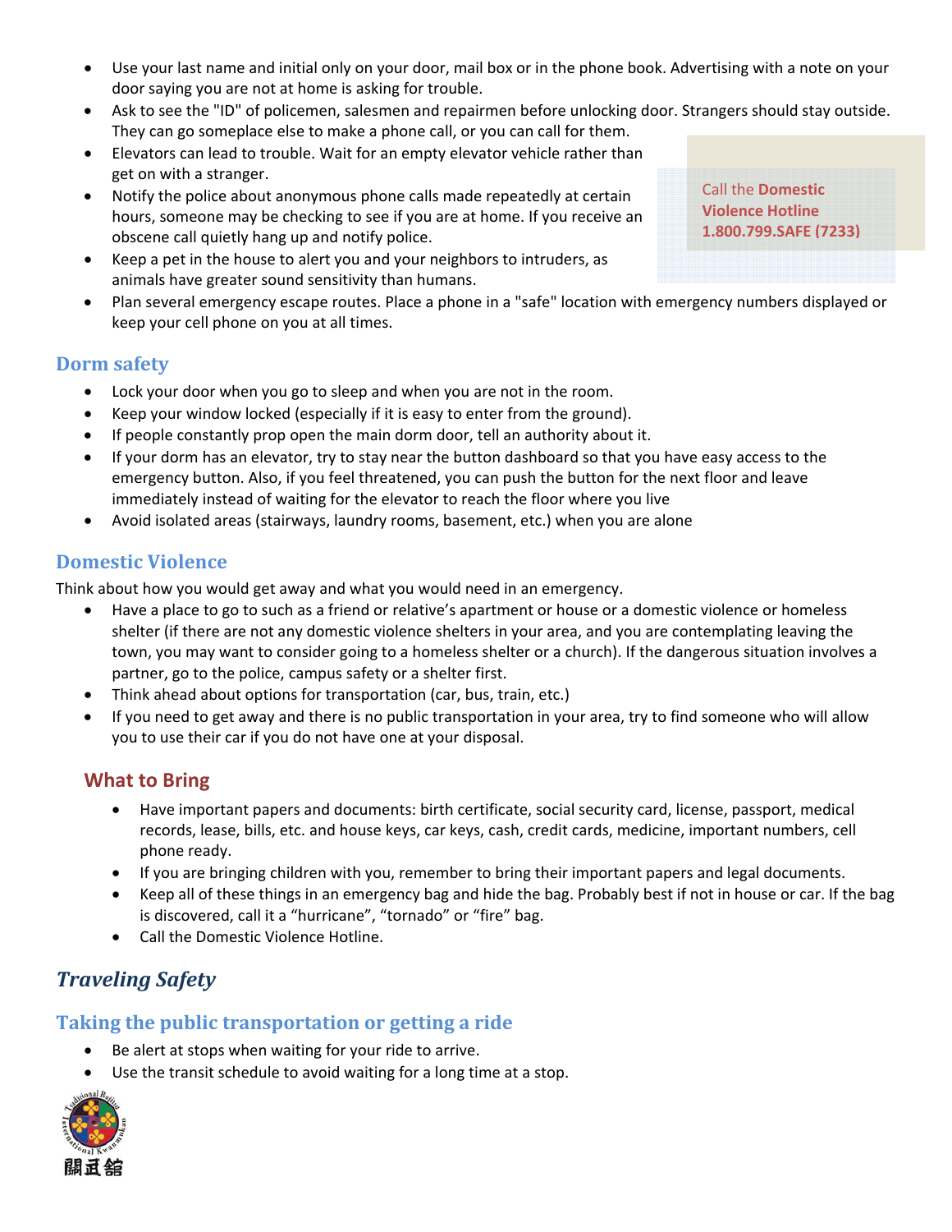- Use your last name and initial only on your door, mail box or in the phone book. Advertising with a note on your door saying you are not at home is asking for trouble.
- Ask to see the "ID" of policemen, salesmen and repairmen before unlocking door. Strangers should stay outside. They can go someplace else to make a phone call, or you can call for them.
- Elevators can lead to trouble. Wait for an empty elevator vehicle rather than get on with a stranger.
- Notify the police about anonymous phone calls made repeatedly at certain hours, someone may be checking to see if you are at home. If you receive an obscene call quietly hang up and notify police.
- Keep a pet in the house to alert you and your neighbors to intruders, as animals have greater sound sensitivity than humans.
- Plan several emergency escape routes. Place a phone in a "safe" location with emergency numbers displayed or keep your cell phone on you at all times.

Call the **Domestic Violence Hotline 1.800.799.SAFE (7233)**

## Dorm safety

- Lock your door when you go to sleep and when you are not in the room.
- Keep your window locked (especially if it is easy to enter from the ground).
- If people constantly prop open the main dorm door, tell an authority about it.
- If your dorm has an elevator, try to stay near the button dashboard so that you have easy access to the emergency button. Also, if you feel threatened, you can push the button for the next floor and leave immediately instead of waiting for the elevator to reach the floor where you live
- Avoid isolated areas (stairways, laundry rooms, basement, etc.) when you are alone

## Domestic Violence

Think about how you would get away and what you would need in an emergency.

- Have a place to go to such as a friend or relative's apartment or house or a domestic violence or homeless shelter (if there are not any domestic violence shelters in your area, and you are contemplating leaving the town, you may want to consider going to a homeless shelter or a church). If the dangerous situation involves a partner, go to the police, campus safety or a shelter first.
- Think ahead about options for transportation (car, bus, train, etc.)
- If you need to get away and there is no public transportation in your area, try to find someone who will allow you to use their car if you do not have one at your disposal.

### What to Bring

- Have important papers and documents: birth certificate, social security card, license, passport, medical records, lease, bills, etc. and house keys, car keys, cash, credit cards, medicine, important numbers, cell phone ready.
- If you are bringing children with you, remember to bring their important papers and legal documents.
- Keep all of these things in an emergency bag and hide the bag. Probably best if not in house or car. If the bag is discovered, call it a "hurricane", "tornado" or "fire" bag.
- Call the Domestic Violence Hotline.

# *Traveling Safety*

## Taking the public transportation or getting a ride

- Be alert at stops when waiting for your ride to arrive.
- Use the transit schedule to avoid waiting for a long time at a stop.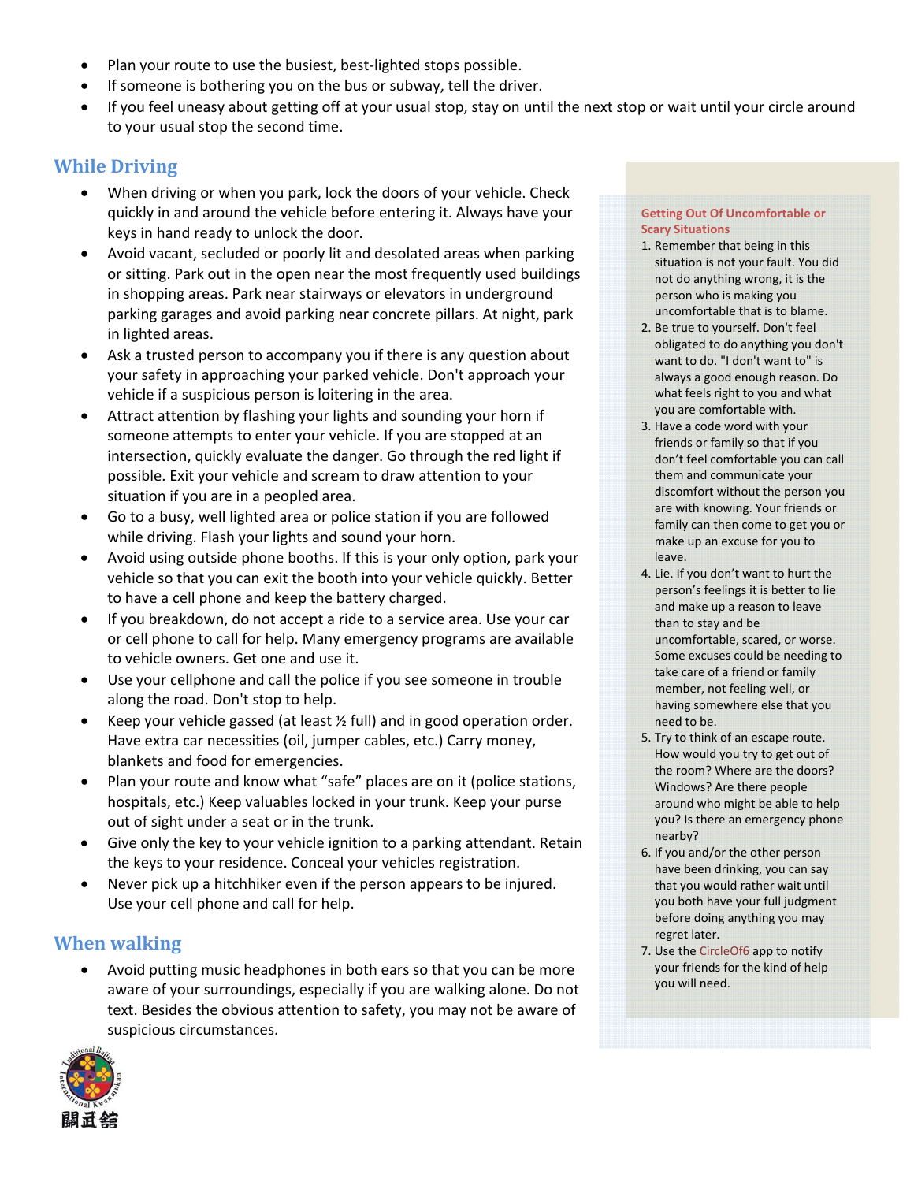- Plan your route to use the busiest, best-lighted stops possible.
- If someone is bothering you on the bus or subway, tell the driver.
- If you feel uneasy about getting off at your usual stop, stay on until the next stop or wait until your circle around to your usual stop the second time.

## While Driving

- When driving or when you park, lock the doors of your vehicle. Check quickly in and around the vehicle before entering it. Always have your keys in hand ready to unlock the door.
- Avoid vacant, secluded or poorly lit and desolated areas when parking or sitting. Park out in the open near the most frequently used buildings in shopping areas. Park near stairways or elevators in underground parking garages and avoid parking near concrete pillars. At night, park in lighted areas.
- Ask a trusted person to accompany you if there is any question about your safety in approaching your parked vehicle. Don't approach your vehicle if a suspicious person is loitering in the area.
- Attract attention by flashing your lights and sounding your horn if someone attempts to enter your vehicle. If you are stopped at an intersection, quickly evaluate the danger. Go through the red light if possible. Exit your vehicle and scream to draw attention to your situation if you are in a peopled area.
- Go to a busy, well lighted area or police station if you are followed while driving. Flash your lights and sound your horn.
- Avoid using outside phone booths. If this is your only option, park your vehicle so that you can exit the booth into your vehicle quickly. Better to have a cell phone and keep the battery charged.
- If you breakdown, do not accept a ride to a service area. Use your car or cell phone to call for help. Many emergency programs are available to vehicle owners. Get one and use it.
- Use your cellphone and call the police if you see someone in trouble along the road. Don't stop to help.
- Keep your vehicle gassed (at least ½ full) and in good operation order. Have extra car necessities (oil, jumper cables, etc.) Carry money, blankets and food for emergencies.
- Plan your route and know what "safe" places are on it (police stations, hospitals, etc.) Keep valuables locked in your trunk. Keep your purse out of sight under a seat or in the trunk.
- Give only the key to your vehicle ignition to a parking attendant. Retain the keys to your residence. Conceal your vehicles registration.
- Never pick up a hitchhiker even if the person appears to be injured. Use your cell phone and call for help.

## When walking

- Avoid putting music headphones in both ears so that you can be more aware of your surroundings, especially if you are walking alone. Do not text. Besides the obvious attention to safety, you may not be aware of suspicious circumstances.

### Getting Out Of Uncomfortable or Scary Situations

1. Remember that being in this situation is not your fault. You did not do anything wrong, it is the person who is making you uncomfortable that is to blame.
2. Be true to yourself. Don't feel obligated to do anything you don't want to do. "I don't want to" is always a good enough reason. Do what feels right to you and what you are comfortable with.
3. Have a code word with your friends or family so that if you don't feel comfortable you can call them and communicate your discomfort without the person you are with knowing. Your friends or family can then come to get you or make up an excuse for you to leave.
4. Lie. If you don't want to hurt the person's feelings it is better to lie and make up a reason to leave than to stay and be uncomfortable, scared, or worse. Some excuses could be needing to take care of a friend or family member, not feeling well, or having somewhere else that you need to be.
5. Try to think of an escape route. How would you try to get out of the room? Where are the doors? Windows? Are there people around who might be able to help you? Is there an emergency phone nearby?
6. If you and/or the other person have been drinking, you can say that you would rather wait until you both have your full judgment before doing anything you may regret later.
7. Use the CircleOf6 app to notify your friends for the kind of help you will need.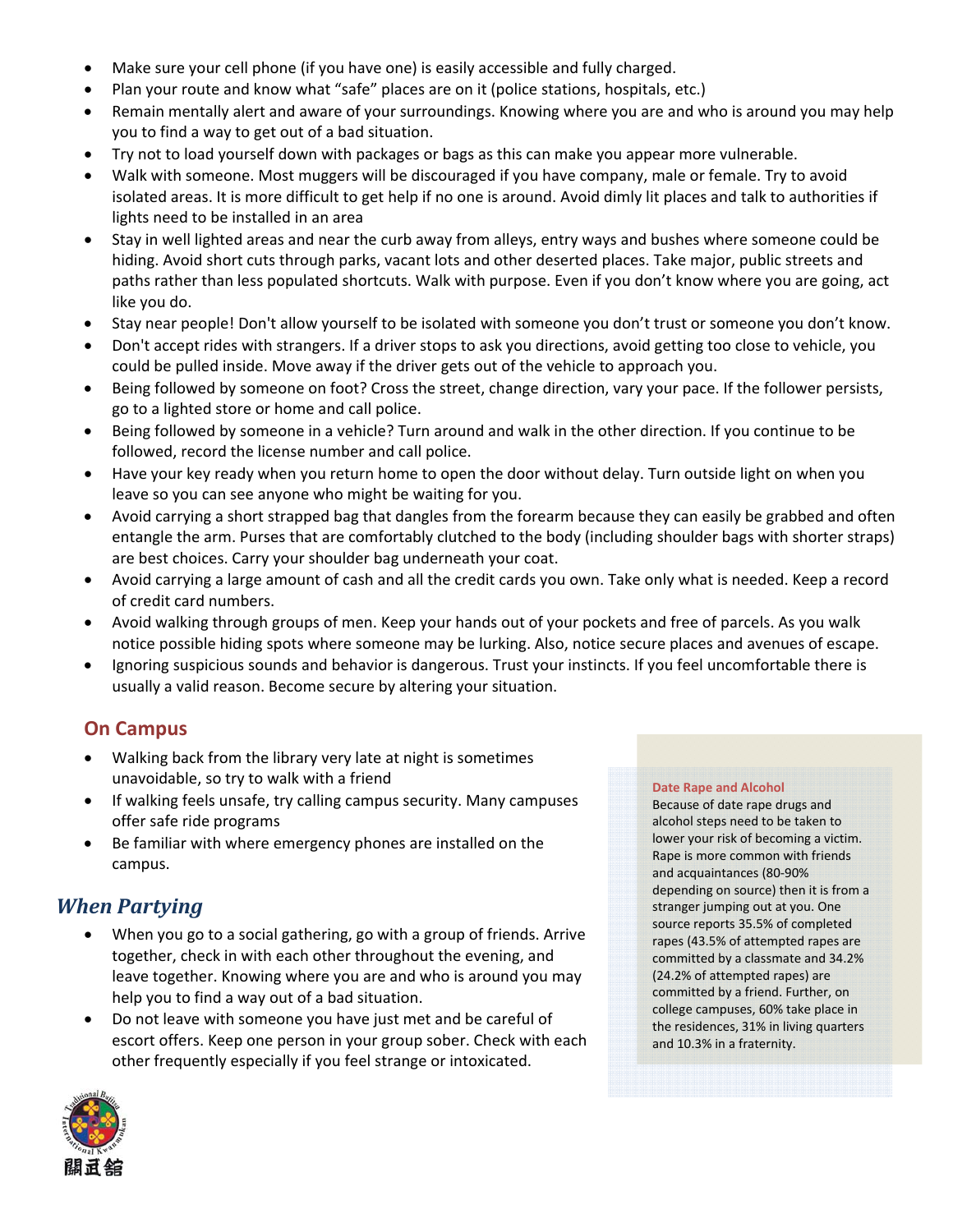- Make sure your cell phone (if you have one) is easily accessible and fully charged.
- Plan your route and know what "safe" places are on it (police stations, hospitals, etc.)
- Remain mentally alert and aware of your surroundings. Knowing where you are and who is around you may help you to find a way to get out of a bad situation.
- Try not to load yourself down with packages or bags as this can make you appear more vulnerable.
- Walk with someone. Most muggers will be discouraged if you have company, male or female. Try to avoid isolated areas. It is more difficult to get help if no one is around. Avoid dimly lit places and talk to authorities if lights need to be installed in an area
- Stay in well lighted areas and near the curb away from alleys, entry ways and bushes where someone could be hiding. Avoid short cuts through parks, vacant lots and other deserted places. Take major, public streets and paths rather than less populated shortcuts. Walk with purpose. Even if you don't know where you are going, act like you do.
- Stay near people! Don't allow yourself to be isolated with someone you don't trust or someone you don't know.
- Don't accept rides with strangers. If a driver stops to ask you directions, avoid getting too close to vehicle, you could be pulled inside. Move away if the driver gets out of the vehicle to approach you.
- Being followed by someone on foot? Cross the street, change direction, vary your pace. If the follower persists, go to a lighted store or home and call police.
- Being followed by someone in a vehicle? Turn around and walk in the other direction. If you continue to be followed, record the license number and call police.
- Have your key ready when you return home to open the door without delay. Turn outside light on when you leave so you can see anyone who might be waiting for you.
- Avoid carrying a short strapped bag that dangles from the forearm because they can easily be grabbed and often entangle the arm. Purses that are comfortably clutched to the body (including shoulder bags with shorter straps) are best choices. Carry your shoulder bag underneath your coat.
- Avoid carrying a large amount of cash and all the credit cards you own. Take only what is needed. Keep a record of credit card numbers.
- Avoid walking through groups of men. Keep your hands out of your pockets and free of parcels. As you walk notice possible hiding spots where someone may be lurking. Also, notice secure places and avenues of escape.
- Ignoring suspicious sounds and behavior is dangerous. Trust your instincts. If you feel uncomfortable there is usually a valid reason. Become secure by altering your situation.

### On Campus

- Walking back from the library very late at night is sometimes unavoidable, so try to walk with a friend
- If walking feels unsafe, try calling campus security. Many campuses offer safe ride programs
- Be familiar with where emergency phones are installed on the campus.

## *When Partying*

- When you go to a social gathering, go with a group of friends. Arrive together, check in with each other throughout the evening, and leave together. Knowing where you are and who is around you may help you to find a way out of a bad situation.
- Do not leave with someone you have just met and be careful of escort offers. Keep one person in your group sober. Check with each other frequently especially if you feel strange or intoxicated.

**Date Rape and Alcohol**

Because of date rape drugs and alcohol steps need to be taken to lower your risk of becoming a victim. Rape is more common with friends and acquaintances (80-90% depending on source) then it is from a stranger jumping out at you. One source reports 35.5% of completed rapes (43.5% of attempted rapes are committed by a classmate and 34.2% (24.2% of attempted rapes) are committed by a friend. Further, on college campuses, 60% take place in the residences, 31% in living quarters and 10.3% in a fraternity.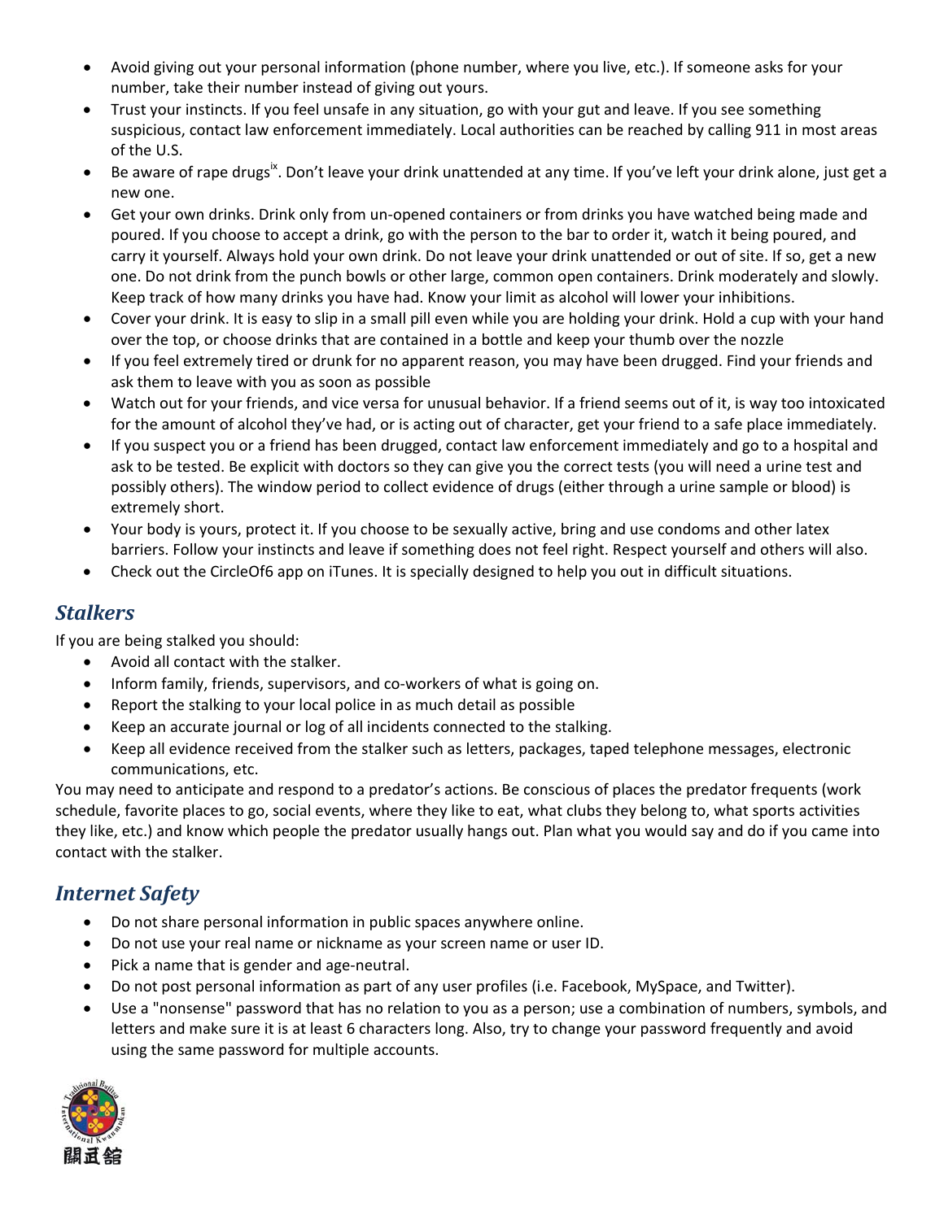- Avoid giving out your personal information (phone number, where you live, etc.). If someone asks for your number, take their number instead of giving out yours.
- Trust your instincts. If you feel unsafe in any situation, go with your gut and leave. If you see something suspicious, contact law enforcement immediately. Local authorities can be reached by calling 911 in most areas of the U.S.
- Be aware of rape drugs[ix]. Don't leave your drink unattended at any time. If you've left your drink alone, just get a new one.
- Get your own drinks. Drink only from un-opened containers or from drinks you have watched being made and poured. If you choose to accept a drink, go with the person to the bar to order it, watch it being poured, and carry it yourself. Always hold your own drink. Do not leave your drink unattended or out of site. If so, get a new one. Do not drink from the punch bowls or other large, common open containers. Drink moderately and slowly. Keep track of how many drinks you have had. Know your limit as alcohol will lower your inhibitions.
- Cover your drink. It is easy to slip in a small pill even while you are holding your drink. Hold a cup with your hand over the top, or choose drinks that are contained in a bottle and keep your thumb over the nozzle
- If you feel extremely tired or drunk for no apparent reason, you may have been drugged. Find your friends and ask them to leave with you as soon as possible
- Watch out for your friends, and vice versa for unusual behavior. If a friend seems out of it, is way too intoxicated for the amount of alcohol they've had, or is acting out of character, get your friend to a safe place immediately.
- If you suspect you or a friend has been drugged, contact law enforcement immediately and go to a hospital and ask to be tested. Be explicit with doctors so they can give you the correct tests (you will need a urine test and possibly others). The window period to collect evidence of drugs (either through a urine sample or blood) is extremely short.
- Your body is yours, protect it. If you choose to be sexually active, bring and use condoms and other latex barriers. Follow your instincts and leave if something does not feel right. Respect yourself and others will also.
- Check out the CircleOf6 app on iTunes. It is specially designed to help you out in difficult situations.

## *Stalkers*

If you are being stalked you should:

- Avoid all contact with the stalker.
- Inform family, friends, supervisors, and co-workers of what is going on.
- Report the stalking to your local police in as much detail as possible
- Keep an accurate journal or log of all incidents connected to the stalking.
- Keep all evidence received from the stalker such as letters, packages, taped telephone messages, electronic communications, etc.

You may need to anticipate and respond to a predator's actions. Be conscious of places the predator frequents (work schedule, favorite places to go, social events, where they like to eat, what clubs they belong to, what sports activities they like, etc.) and know which people the predator usually hangs out. Plan what you would say and do if you came into contact with the stalker.

## *Internet Safety*

- Do not share personal information in public spaces anywhere online.
- Do not use your real name or nickname as your screen name or user ID.
- Pick a name that is gender and age-neutral.
- Do not post personal information as part of any user profiles (i.e. Facebook, MySpace, and Twitter).
- Use a "nonsense" password that has no relation to you as a person; use a combination of numbers, symbols, and letters and make sure it is at least 6 characters long. Also, try to change your password frequently and avoid using the same password for multiple accounts.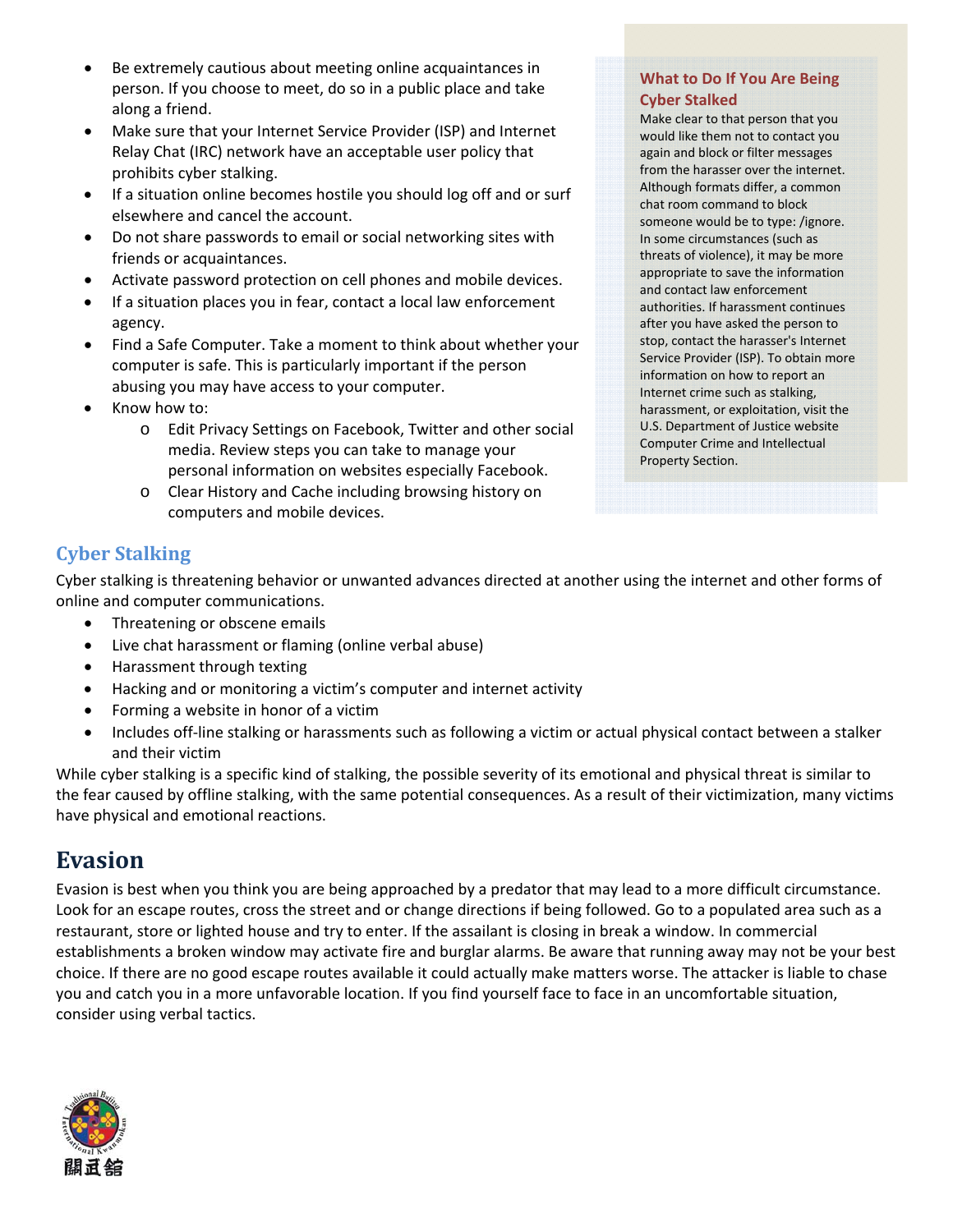- Be extremely cautious about meeting online acquaintances in person. If you choose to meet, do so in a public place and take along a friend.
- Make sure that your Internet Service Provider (ISP) and Internet Relay Chat (IRC) network have an acceptable user policy that prohibits cyber stalking.
- If a situation online becomes hostile you should log off and or surf elsewhere and cancel the account.
- Do not share passwords to email or social networking sites with friends or acquaintances.
- Activate password protection on cell phones and mobile devices.
- If a situation places you in fear, contact a local law enforcement agency.
- Find a Safe Computer. Take a moment to think about whether your computer is safe. This is particularly important if the person abusing you may have access to your computer.
- Know how to:
  - Edit Privacy Settings on Facebook, Twitter and other social media. Review steps you can take to manage your personal information on websites especially Facebook.
  - Clear History and Cache including browsing history on computers and mobile devices.

### What to Do If You Are Being Cyber Stalked

Make clear to that person that you would like them not to contact you again and block or filter messages from the harasser over the internet. Although formats differ, a common chat room command to block someone would be to type: /ignore. In some circumstances (such as threats of violence), it may be more appropriate to save the information and contact law enforcement authorities. If harassment continues after you have asked the person to stop, contact the harasser's Internet Service Provider (ISP). To obtain more information on how to report an Internet crime such as stalking, harassment, or exploitation, visit the U.S. Department of Justice website Computer Crime and Intellectual Property Section.

## Cyber Stalking

Cyber stalking is threatening behavior or unwanted advances directed at another using the internet and other forms of online and computer communications.

- Threatening or obscene emails
- Live chat harassment or flaming (online verbal abuse)
- Harassment through texting
- Hacking and or monitoring a victim's computer and internet activity
- Forming a website in honor of a victim
- Includes off-line stalking or harassments such as following a victim or actual physical contact between a stalker and their victim

While cyber stalking is a specific kind of stalking, the possible severity of its emotional and physical threat is similar to the fear caused by offline stalking, with the same potential consequences. As a result of their victimization, many victims have physical and emotional reactions.

# Evasion

Evasion is best when you think you are being approached by a predator that may lead to a more difficult circumstance. Look for an escape routes, cross the street and or change directions if being followed. Go to a populated area such as a restaurant, store or lighted house and try to enter. If the assailant is closing in break a window. In commercial establishments a broken window may activate fire and burglar alarms. Be aware that running away may not be your best choice. If there are no good escape routes available it could actually make matters worse. The attacker is liable to chase you and catch you in a more unfavorable location. If you find yourself face to face in an uncomfortable situation, consider using verbal tactics.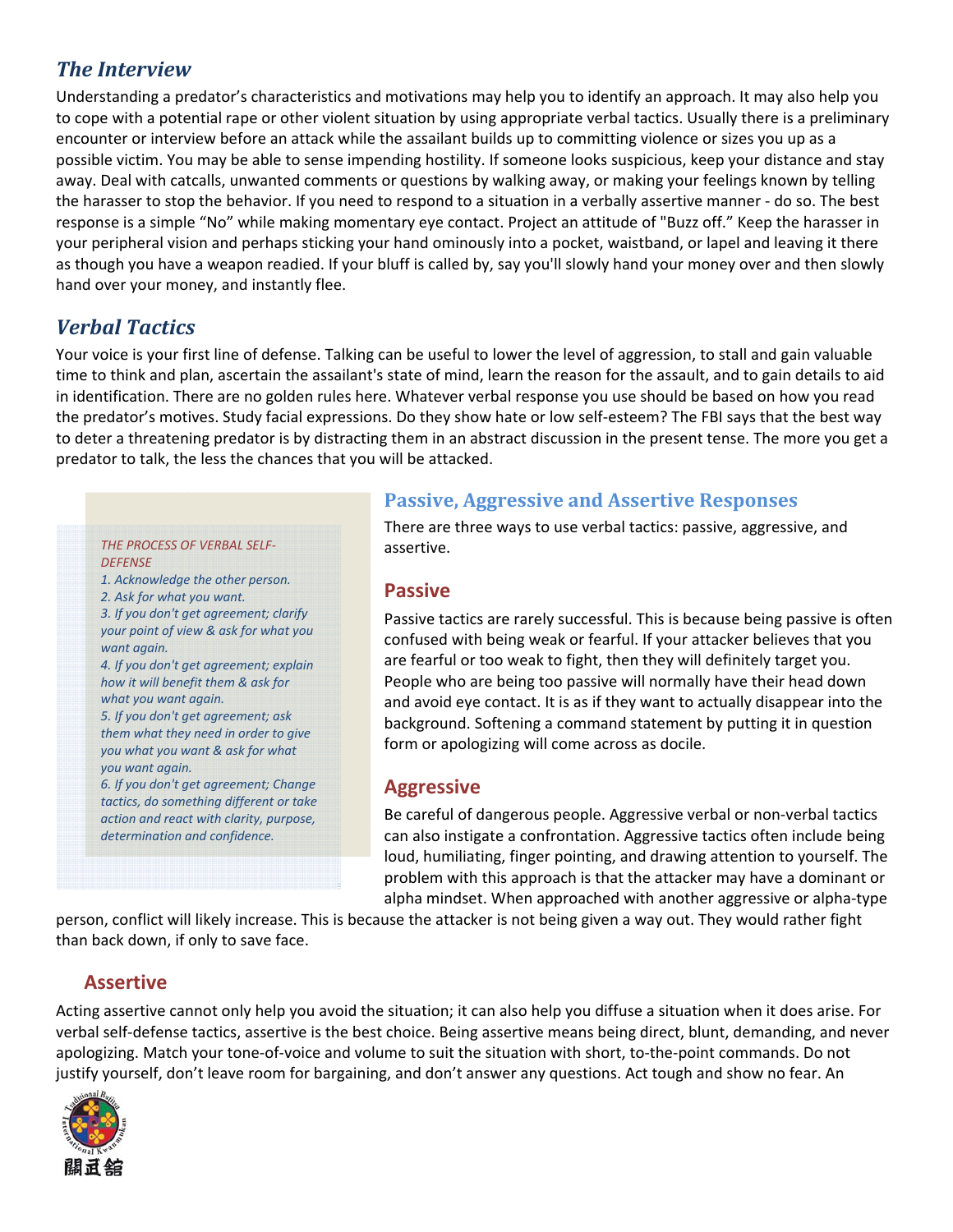## *The Interview*

Understanding a predator's characteristics and motivations may help you to identify an approach. It may also help you to cope with a potential rape or other violent situation by using appropriate verbal tactics. Usually there is a preliminary encounter or interview before an attack while the assailant builds up to committing violence or sizes you up as a possible victim. You may be able to sense impending hostility. If someone looks suspicious, keep your distance and stay away. Deal with catcalls, unwanted comments or questions by walking away, or making your feelings known by telling the harasser to stop the behavior. If you need to respond to a situation in a verbally assertive manner - do so. The best response is a simple "No" while making momentary eye contact. Project an attitude of "Buzz off." Keep the harasser in your peripheral vision and perhaps sticking your hand ominously into a pocket, waistband, or lapel and leaving it there as though you have a weapon readied. If your bluff is called by, say you'll slowly hand your money over and then slowly hand over your money, and instantly flee.

## *Verbal Tactics*

Your voice is your first line of defense. Talking can be useful to lower the level of aggression, to stall and gain valuable time to think and plan, ascertain the assailant's state of mind, learn the reason for the assault, and to gain details to aid in identification. There are no golden rules here. Whatever verbal response you use should be based on how you read the predator's motives. Study facial expressions. Do they show hate or low self-esteem? The FBI says that the best way to deter a threatening predator is by distracting them in an abstract discussion in the present tense. The more you get a predator to talk, the less the chances that you will be attacked.

*THE PROCESS OF VERBAL SELF-DEFENSE*

*1. Acknowledge the other person.*
*2. Ask for what you want.*
*3. If you don't get agreement; clarify your point of view & ask for what you want again.*
*4. If you don't get agreement; explain how it will benefit them & ask for what you want again.*
*5. If you don't get agreement; ask them what they need in order to give you what you want & ask for what you want again.*
*6. If you don't get agreement; Change tactics, do something different or take action and react with clarity, purpose, determination and confidence.*

### Passive, Aggressive and Assertive Responses

There are three ways to use verbal tactics: passive, aggressive, and assertive.

#### Passive

Passive tactics are rarely successful. This is because being passive is often confused with being weak or fearful. If your attacker believes that you are fearful or too weak to fight, then they will definitely target you. People who are being too passive will normally have their head down and avoid eye contact. It is as if they want to actually disappear into the background. Softening a command statement by putting it in question form or apologizing will come across as docile.

#### Aggressive

Be careful of dangerous people. Aggressive verbal or non-verbal tactics can also instigate a confrontation. Aggressive tactics often include being loud, humiliating, finger pointing, and drawing attention to yourself. The problem with this approach is that the attacker may have a dominant or alpha mindset. When approached with another aggressive or alpha-type person, conflict will likely increase. This is because the attacker is not being given a way out. They would rather fight than back down, if only to save face.

#### Assertive

Acting assertive cannot only help you avoid the situation; it can also help you diffuse a situation when it does arise. For verbal self-defense tactics, assertive is the best choice. Being assertive means being direct, blunt, demanding, and never apologizing. Match your tone-of-voice and volume to suit the situation with short, to-the-point commands. Do not justify yourself, don't leave room for bargaining, and don't answer any questions. Act tough and show no fear. An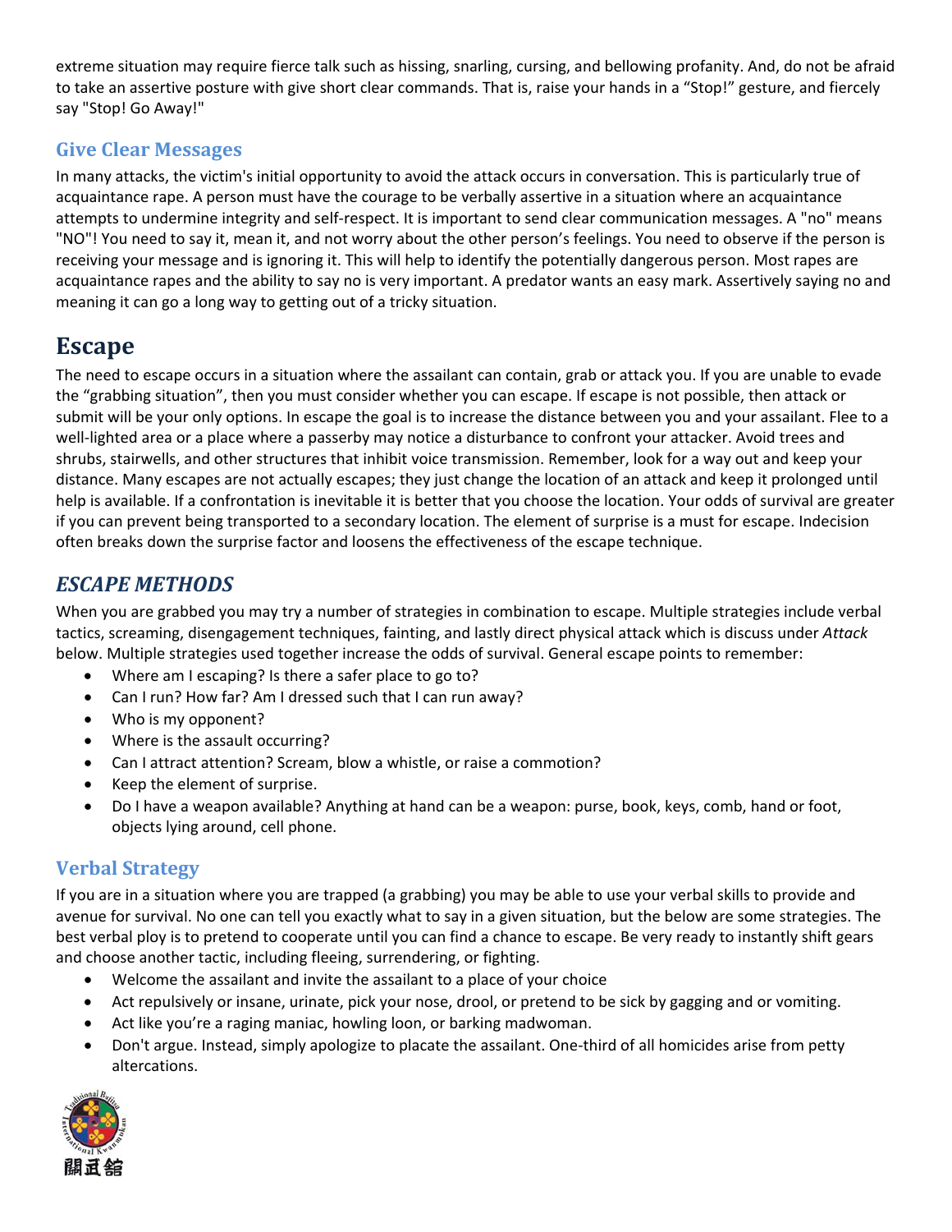extreme situation may require fierce talk such as hissing, snarling, cursing, and bellowing profanity. And, do not be afraid to take an assertive posture with give short clear commands. That is, raise your hands in a “Stop!” gesture, and fiercely say "Stop! Go Away!"

### Give Clear Messages

In many attacks, the victim's initial opportunity to avoid the attack occurs in conversation. This is particularly true of acquaintance rape. A person must have the courage to be verbally assertive in a situation where an acquaintance attempts to undermine integrity and self-respect. It is important to send clear communication messages. A "no" means "NO"! You need to say it, mean it, and not worry about the other person’s feelings. You need to observe if the person is receiving your message and is ignoring it. This will help to identify the potentially dangerous person. Most rapes are acquaintance rapes and the ability to say no is very important. A predator wants an easy mark. Assertively saying no and meaning it can go a long way to getting out of a tricky situation.

## Escape

The need to escape occurs in a situation where the assailant can contain, grab or attack you. If you are unable to evade the “grabbing situation”, then you must consider whether you can escape. If escape is not possible, then attack or submit will be your only options. In escape the goal is to increase the distance between you and your assailant. Flee to a well-lighted area or a place where a passerby may notice a disturbance to confront your attacker. Avoid trees and shrubs, stairwells, and other structures that inhibit voice transmission. Remember, look for a way out and keep your distance. Many escapes are not actually escapes; they just change the location of an attack and keep it prolonged until help is available. If a confrontation is inevitable it is better that you choose the location. Your odds of survival are greater if you can prevent being transported to a secondary location. The element of surprise is a must for escape. Indecision often breaks down the surprise factor and loosens the effectiveness of the escape technique.

### *ESCAPE METHODS*

When you are grabbed you may try a number of strategies in combination to escape. Multiple strategies include verbal tactics, screaming, disengagement techniques, fainting, and lastly direct physical attack which is discuss under *Attack* below. Multiple strategies used together increase the odds of survival. General escape points to remember:

- Where am I escaping? Is there a safer place to go to?
- Can I run? How far? Am I dressed such that I can run away?
- Who is my opponent?
- Where is the assault occurring?
- Can I attract attention? Scream, blow a whistle, or raise a commotion?
- Keep the element of surprise.
- Do I have a weapon available? Anything at hand can be a weapon: purse, book, keys, comb, hand or foot, objects lying around, cell phone.

### Verbal Strategy

If you are in a situation where you are trapped (a grabbing) you may be able to use your verbal skills to provide and avenue for survival. No one can tell you exactly what to say in a given situation, but the below are some strategies. The best verbal ploy is to pretend to cooperate until you can find a chance to escape. Be very ready to instantly shift gears and choose another tactic, including fleeing, surrendering, or fighting.

- Welcome the assailant and invite the assailant to a place of your choice
- Act repulsively or insane, urinate, pick your nose, drool, or pretend to be sick by gagging and or vomiting.
- Act like you’re a raging maniac, howling loon, or barking madwoman.
- Don't argue. Instead, simply apologize to placate the assailant. One-third of all homicides arise from petty altercations.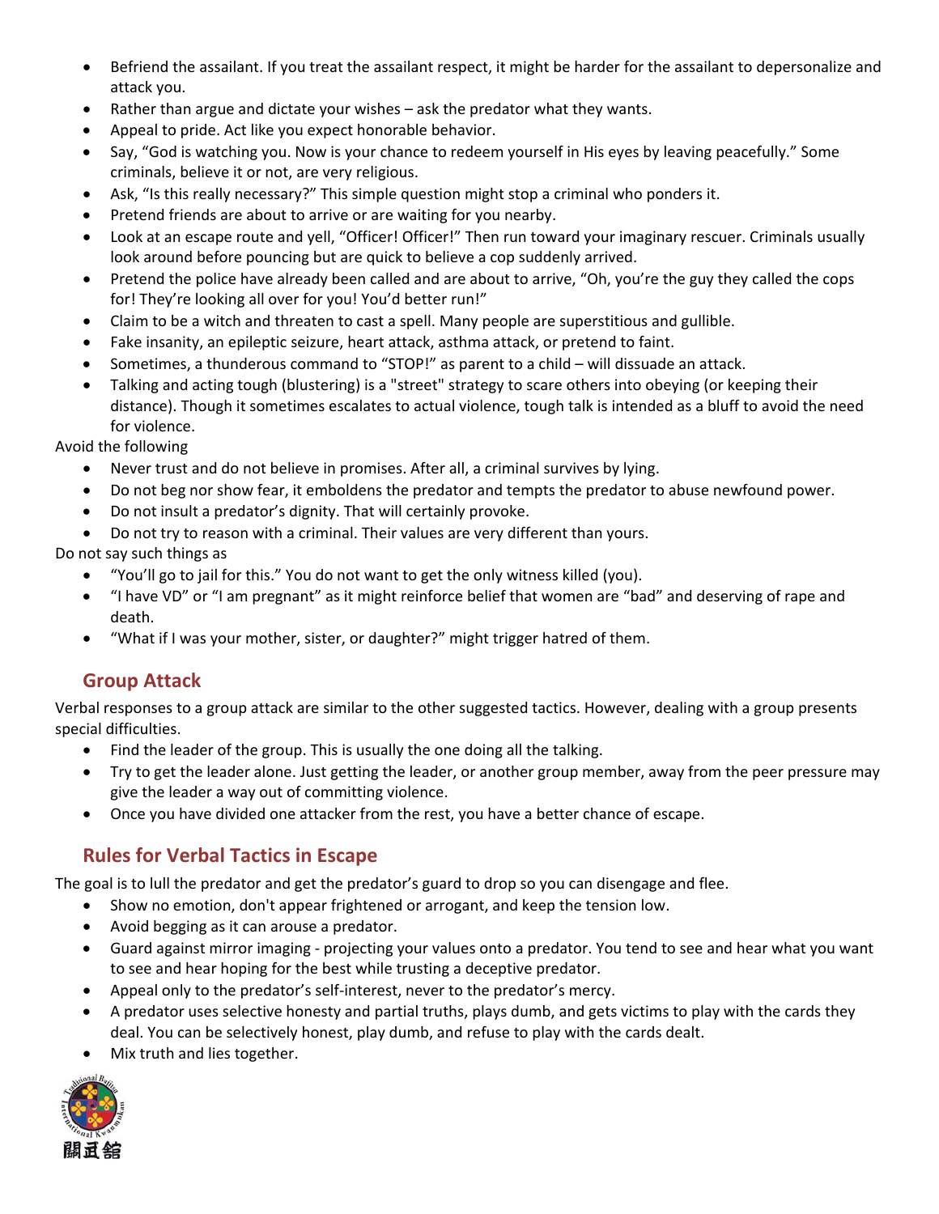- Befriend the assailant. If you treat the assailant respect, it might be harder for the assailant to depersonalize and attack you.
- Rather than argue and dictate your wishes – ask the predator what they wants.
- Appeal to pride. Act like you expect honorable behavior.
- Say, "God is watching you. Now is your chance to redeem yourself in His eyes by leaving peacefully." Some criminals, believe it or not, are very religious.
- Ask, "Is this really necessary?" This simple question might stop a criminal who ponders it.
- Pretend friends are about to arrive or are waiting for you nearby.
- Look at an escape route and yell, "Officer! Officer!" Then run toward your imaginary rescuer. Criminals usually look around before pouncing but are quick to believe a cop suddenly arrived.
- Pretend the police have already been called and are about to arrive, "Oh, you're the guy they called the cops for! They're looking all over for you! You'd better run!"
- Claim to be a witch and threaten to cast a spell. Many people are superstitious and gullible.
- Fake insanity, an epileptic seizure, heart attack, asthma attack, or pretend to faint.
- Sometimes, a thunderous command to "STOP!" as parent to a child – will dissuade an attack.
- Talking and acting tough (blustering) is a "street" strategy to scare others into obeying (or keeping their distance). Though it sometimes escalates to actual violence, tough talk is intended as a bluff to avoid the need for violence.

Avoid the following

- Never trust and do not believe in promises. After all, a criminal survives by lying.
- Do not beg nor show fear, it emboldens the predator and tempts the predator to abuse newfound power.
- Do not insult a predator's dignity. That will certainly provoke.
- Do not try to reason with a criminal. Their values are very different than yours.

Do not say such things as

- "You'll go to jail for this." You do not want to get the only witness killed (you).
- "I have VD" or "I am pregnant" as it might reinforce belief that women are "bad" and deserving of rape and death.
- "What if I was your mother, sister, or daughter?" might trigger hatred of them.

## Group Attack

Verbal responses to a group attack are similar to the other suggested tactics. However, dealing with a group presents special difficulties.

- Find the leader of the group. This is usually the one doing all the talking.
- Try to get the leader alone. Just getting the leader, or another group member, away from the peer pressure may give the leader a way out of committing violence.
- Once you have divided one attacker from the rest, you have a better chance of escape.

## Rules for Verbal Tactics in Escape

The goal is to lull the predator and get the predator's guard to drop so you can disengage and flee.

- Show no emotion, don't appear frightened or arrogant, and keep the tension low.
- Avoid begging as it can arouse a predator.
- Guard against mirror imaging - projecting your values onto a predator. You tend to see and hear what you want to see and hear hoping for the best while trusting a deceptive predator.
- Appeal only to the predator's self-interest, never to the predator's mercy.
- A predator uses selective honesty and partial truths, plays dumb, and gets victims to play with the cards they deal. You can be selectively honest, play dumb, and refuse to play with the cards dealt.
- Mix truth and lies together.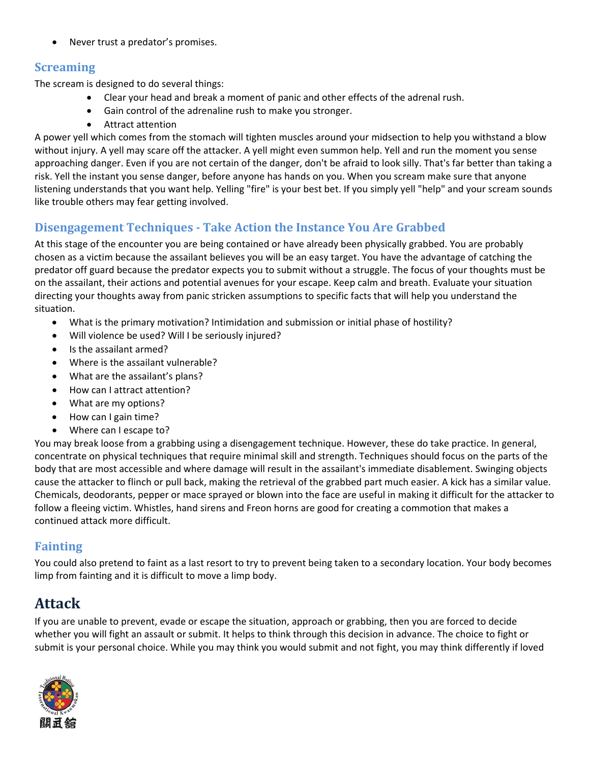- Never trust a predator's promises.

### Screaming

The scream is designed to do several things:

- Clear your head and break a moment of panic and other effects of the adrenal rush.
- Gain control of the adrenaline rush to make you stronger.
- Attract attention

A power yell which comes from the stomach will tighten muscles around your midsection to help you withstand a blow without injury. A yell may scare off the attacker. A yell might even summon help. Yell and run the moment you sense approaching danger. Even if you are not certain of the danger, don't be afraid to look silly. That's far better than taking a risk. Yell the instant you sense danger, before anyone has hands on you. When you scream make sure that anyone listening understands that you want help. Yelling "fire" is your best bet. If you simply yell "help" and your scream sounds like trouble others may fear getting involved.

### Disengagement Techniques - Take Action the Instance You Are Grabbed

At this stage of the encounter you are being contained or have already been physically grabbed. You are probably chosen as a victim because the assailant believes you will be an easy target. You have the advantage of catching the predator off guard because the predator expects you to submit without a struggle. The focus of your thoughts must be on the assailant, their actions and potential avenues for your escape. Keep calm and breath. Evaluate your situation directing your thoughts away from panic stricken assumptions to specific facts that will help you understand the situation.

- What is the primary motivation? Intimidation and submission or initial phase of hostility?
- Will violence be used? Will I be seriously injured?
- Is the assailant armed?
- Where is the assailant vulnerable?
- What are the assailant's plans?
- How can I attract attention?
- What are my options?
- How can I gain time?
- Where can I escape to?

You may break loose from a grabbing using a disengagement technique. However, these do take practice. In general, concentrate on physical techniques that require minimal skill and strength. Techniques should focus on the parts of the body that are most accessible and where damage will result in the assailant's immediate disablement. Swinging objects cause the attacker to flinch or pull back, making the retrieval of the grabbed part much easier. A kick has a similar value. Chemicals, deodorants, pepper or mace sprayed or blown into the face are useful in making it difficult for the attacker to follow a fleeing victim. Whistles, hand sirens and Freon horns are good for creating a commotion that makes a continued attack more difficult.

### Fainting

You could also pretend to faint as a last resort to try to prevent being taken to a secondary location. Your body becomes limp from fainting and it is difficult to move a limp body.

## Attack

If you are unable to prevent, evade or escape the situation, approach or grabbing, then you are forced to decide whether you will fight an assault or submit. It helps to think through this decision in advance. The choice to fight or submit is your personal choice. While you may think you would submit and not fight, you may think differently if loved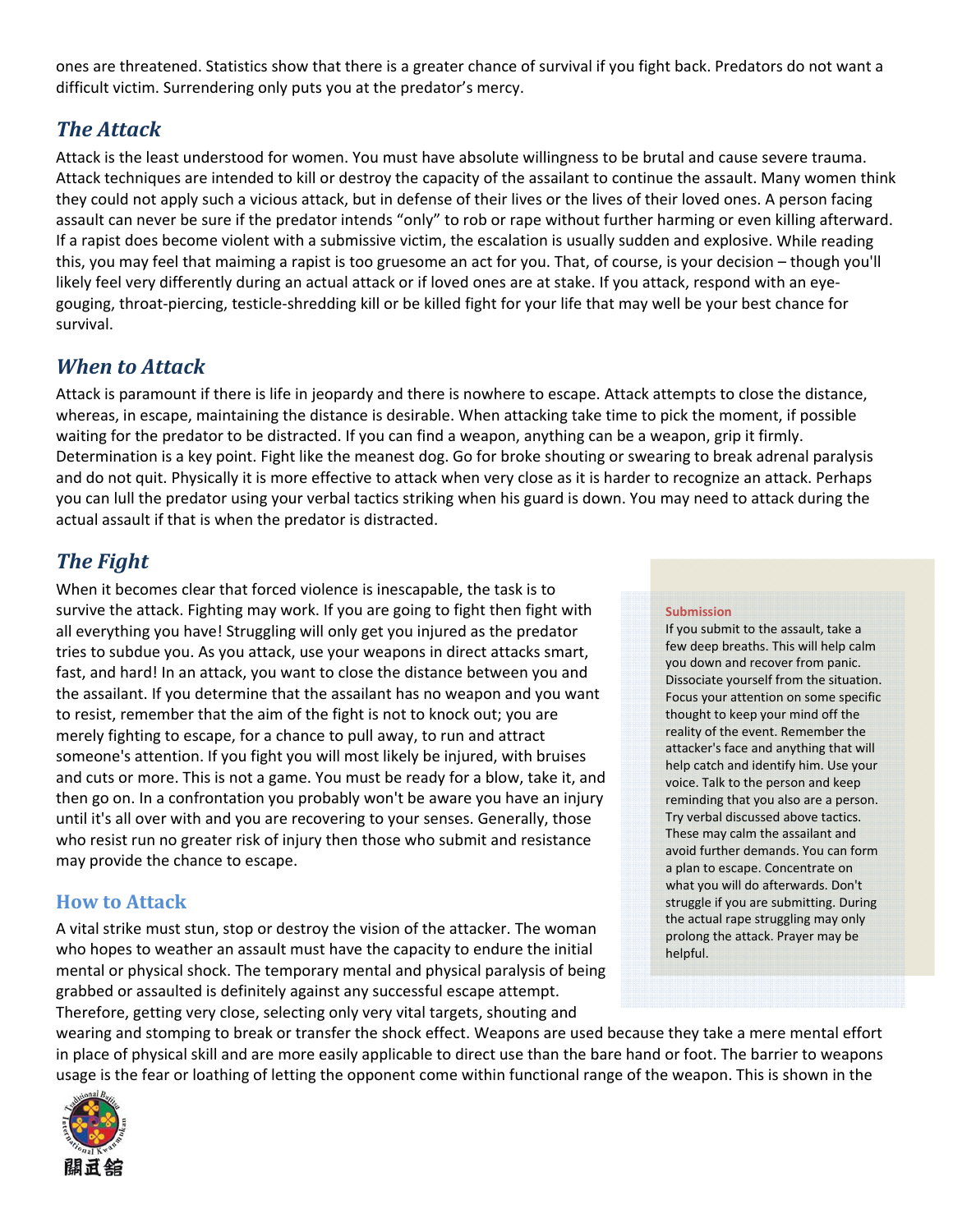ones are threatened. Statistics show that there is a greater chance of survival if you fight back. Predators do not want a difficult victim. Surrendering only puts you at the predator's mercy.

## *The Attack*

Attack is the least understood for women. You must have absolute willingness to be brutal and cause severe trauma. Attack techniques are intended to kill or destroy the capacity of the assailant to continue the assault. Many women think they could not apply such a vicious attack, but in defense of their lives or the lives of their loved ones. A person facing assault can never be sure if the predator intends "only" to rob or rape without further harming or even killing afterward. If a rapist does become violent with a submissive victim, the escalation is usually sudden and explosive. While reading this, you may feel that maiming a rapist is too gruesome an act for you. That, of course, is your decision – though you'll likely feel very differently during an actual attack or if loved ones are at stake. If you attack, respond with an eye-gouging, throat-piercing, testicle-shredding kill or be killed fight for your life that may well be your best chance for survival.

## *When to Attack*

Attack is paramount if there is life in jeopardy and there is nowhere to escape. Attack attempts to close the distance, whereas, in escape, maintaining the distance is desirable. When attacking take time to pick the moment, if possible waiting for the predator to be distracted. If you can find a weapon, anything can be a weapon, grip it firmly. Determination is a key point. Fight like the meanest dog. Go for broke shouting or swearing to break adrenal paralysis and do not quit. Physically it is more effective to attack when very close as it is harder to recognize an attack. Perhaps you can lull the predator using your verbal tactics striking when his guard is down. You may need to attack during the actual assault if that is when the predator is distracted.

## *The Fight*

When it becomes clear that forced violence is inescapable, the task is to survive the attack. Fighting may work. If you are going to fight then fight with all everything you have! Struggling will only get you injured as the predator tries to subdue you. As you attack, use your weapons in direct attacks smart, fast, and hard! In an attack, you want to close the distance between you and the assailant. If you determine that the assailant has no weapon and you want to resist, remember that the aim of the fight is not to knock out; you are merely fighting to escape, for a chance to pull away, to run and attract someone's attention. If you fight you will most likely be injured, with bruises and cuts or more. This is not a game. You must be ready for a blow, take it, and then go on. In a confrontation you probably won't be aware you have an injury until it's all over with and you are recovering to your senses. Generally, those who resist run no greater risk of injury then those who submit and resistance may provide the chance to escape.

### How to Attack

A vital strike must stun, stop or destroy the vision of the attacker. The woman who hopes to weather an assault must have the capacity to endure the initial mental or physical shock. The temporary mental and physical paralysis of being grabbed or assaulted is definitely against any successful escape attempt. Therefore, getting very close, selecting only very vital targets, shouting and wearing and stomping to break or transfer the shock effect. Weapons are used because they take a mere mental effort in place of physical skill and are more easily applicable to direct use than the bare hand or foot. The barrier to weapons usage is the fear or loathing of letting the opponent come within functional range of the weapon. This is shown in the

> **Submission**
>
> If you submit to the assault, take a few deep breaths. This will help calm you down and recover from panic. Dissociate yourself from the situation. Focus your attention on some specific thought to keep your mind off the reality of the event. Remember the attacker's face and anything that will help catch and identify him. Use your voice. Talk to the person and keep reminding that you also are a person. Try verbal discussed above tactics. These may calm the assailant and avoid further demands. You can form a plan to escape. Concentrate on what you will do afterwards. Don't struggle if you are submitting. During the actual rape struggling may only prolong the attack. Prayer may be helpful.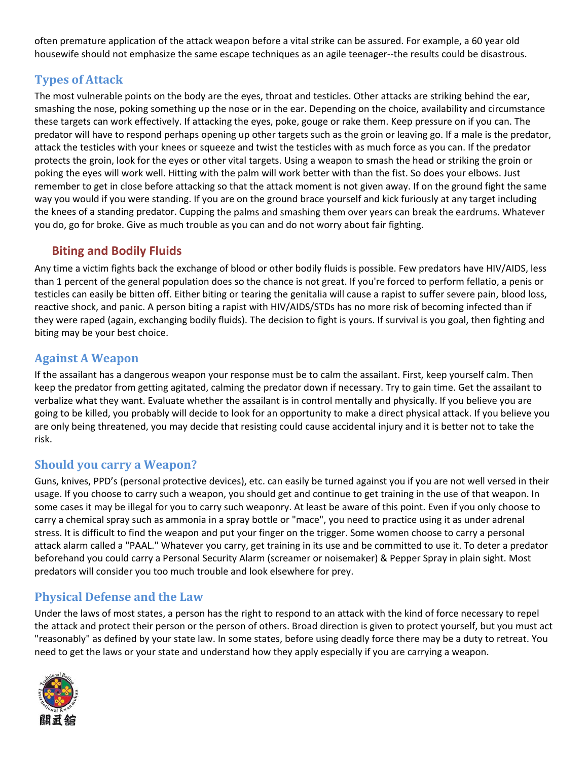often premature application of the attack weapon before a vital strike can be assured. For example, a 60 year old housewife should not emphasize the same escape techniques as an agile teenager--the results could be disastrous.

## Types of Attack

The most vulnerable points on the body are the eyes, throat and testicles. Other attacks are striking behind the ear, smashing the nose, poking something up the nose or in the ear. Depending on the choice, availability and circumstance these targets can work effectively. If attacking the eyes, poke, gouge or rake them. Keep pressure on if you can. The predator will have to respond perhaps opening up other targets such as the groin or leaving go. If a male is the predator, attack the testicles with your knees or squeeze and twist the testicles with as much force as you can. If the predator protects the groin, look for the eyes or other vital targets. Using a weapon to smash the head or striking the groin or poking the eyes will work well. Hitting with the palm will work better with than the fist. So does your elbows. Just remember to get in close before attacking so that the attack moment is not given away. If on the ground fight the same way you would if you were standing. If you are on the ground brace yourself and kick furiously at any target including the knees of a standing predator. Cupping the palms and smashing them over years can break the eardrums. Whatever you do, go for broke. Give as much trouble as you can and do not worry about fair fighting.

### Biting and Bodily Fluids

Any time a victim fights back the exchange of blood or other bodily fluids is possible. Few predators have HIV/AIDS, less than 1 percent of the general population does so the chance is not great. If you're forced to perform fellatio, a penis or testicles can easily be bitten off. Either biting or tearing the genitalia will cause a rapist to suffer severe pain, blood loss, reactive shock, and panic. A person biting a rapist with HIV/AIDS/STDs has no more risk of becoming infected than if they were raped (again, exchanging bodily fluids). The decision to fight is yours. If survival is you goal, then fighting and biting may be your best choice.

## Against A Weapon

If the assailant has a dangerous weapon your response must be to calm the assailant. First, keep yourself calm. Then keep the predator from getting agitated, calming the predator down if necessary. Try to gain time. Get the assailant to verbalize what they want. Evaluate whether the assailant is in control mentally and physically. If you believe you are going to be killed, you probably will decide to look for an opportunity to make a direct physical attack. If you believe you are only being threatened, you may decide that resisting could cause accidental injury and it is better not to take the risk.

## Should you carry a Weapon?

Guns, knives, PPD's (personal protective devices), etc. can easily be turned against you if you are not well versed in their usage. If you choose to carry such a weapon, you should get and continue to get training in the use of that weapon. In some cases it may be illegal for you to carry such weaponry. At least be aware of this point. Even if you only choose to carry a chemical spray such as ammonia in a spray bottle or "mace", you need to practice using it as under adrenal stress. It is difficult to find the weapon and put your finger on the trigger. Some women choose to carry a personal attack alarm called a "PAAL." Whatever you carry, get training in its use and be committed to use it. To deter a predator beforehand you could carry a Personal Security Alarm (screamer or noisemaker) & Pepper Spray in plain sight. Most predators will consider you too much trouble and look elsewhere for prey.

## Physical Defense and the Law

Under the laws of most states, a person has the right to respond to an attack with the kind of force necessary to repel the attack and protect their person or the person of others. Broad direction is given to protect yourself, but you must act "reasonably" as defined by your state law. In some states, before using deadly force there may be a duty to retreat. You need to get the laws or your state and understand how they apply especially if you are carrying a weapon.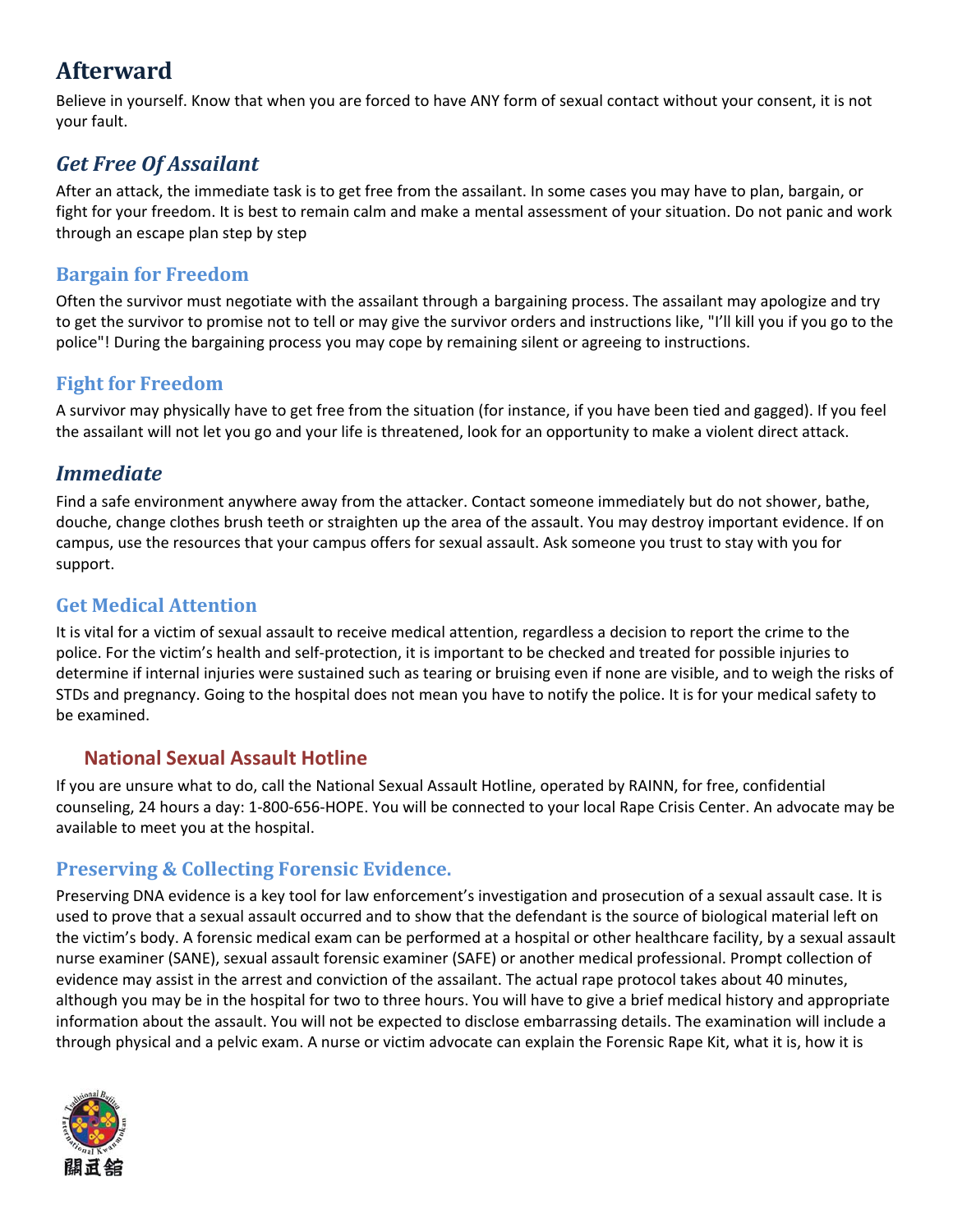# Afterward

Believe in yourself. Know that when you are forced to have ANY form of sexual contact without your consent, it is not your fault.

## *Get Free Of Assailant*

After an attack, the immediate task is to get free from the assailant. In some cases you may have to plan, bargain, or fight for your freedom. It is best to remain calm and make a mental assessment of your situation. Do not panic and work through an escape plan step by step

### Bargain for Freedom

Often the survivor must negotiate with the assailant through a bargaining process. The assailant may apologize and try to get the survivor to promise not to tell or may give the survivor orders and instructions like, "I'll kill you if you go to the police"! During the bargaining process you may cope by remaining silent or agreeing to instructions.

### Fight for Freedom

A survivor may physically have to get free from the situation (for instance, if you have been tied and gagged). If you feel the assailant will not let you go and your life is threatened, look for an opportunity to make a violent direct attack.

## *Immediate*

Find a safe environment anywhere away from the attacker. Contact someone immediately but do not shower, bathe, douche, change clothes brush teeth or straighten up the area of the assault. You may destroy important evidence. If on campus, use the resources that your campus offers for sexual assault. Ask someone you trust to stay with you for support.

### Get Medical Attention

It is vital for a victim of sexual assault to receive medical attention, regardless a decision to report the crime to the police. For the victim's health and self-protection, it is important to be checked and treated for possible injuries to determine if internal injuries were sustained such as tearing or bruising even if none are visible, and to weigh the risks of STDs and pregnancy. Going to the hospital does not mean you have to notify the police. It is for your medical safety to be examined.

#### National Sexual Assault Hotline

If you are unsure what to do, call the National Sexual Assault Hotline, operated by RAINN, for free, confidential counseling, 24 hours a day: 1-800-656-HOPE. You will be connected to your local Rape Crisis Center. An advocate may be available to meet you at the hospital.

### Preserving & Collecting Forensic Evidence.

Preserving DNA evidence is a key tool for law enforcement's investigation and prosecution of a sexual assault case. It is used to prove that a sexual assault occurred and to show that the defendant is the source of biological material left on the victim's body. A forensic medical exam can be performed at a hospital or other healthcare facility, by a sexual assault nurse examiner (SANE), sexual assault forensic examiner (SAFE) or another medical professional. Prompt collection of evidence may assist in the arrest and conviction of the assailant. The actual rape protocol takes about 40 minutes, although you may be in the hospital for two to three hours. You will have to give a brief medical history and appropriate information about the assault. You will not be expected to disclose embarrassing details. The examination will include a through physical and a pelvic exam. A nurse or victim advocate can explain the Forensic Rape Kit, what it is, how it is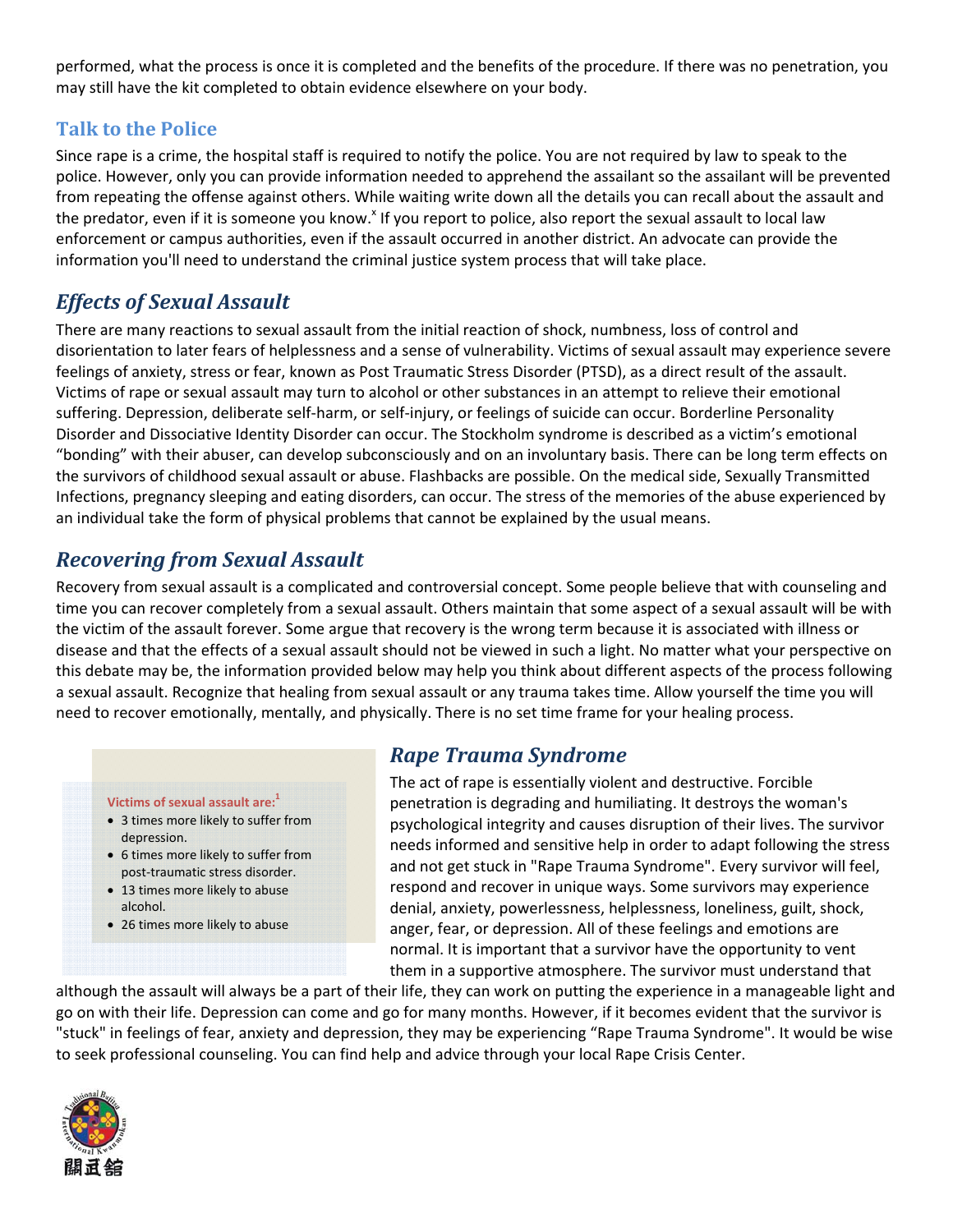performed, what the process is once it is completed and the benefits of the procedure. If there was no penetration, you may still have the kit completed to obtain evidence elsewhere on your body.

### Talk to the Police

Since rape is a crime, the hospital staff is required to notify the police. You are not required by law to speak to the police. However, only you can provide information needed to apprehend the assailant so the assailant will be prevented from repeating the offense against others. While waiting write down all the details you can recall about the assault and the predator, even if it is someone you know.[x] If you report to police, also report the sexual assault to local law enforcement or campus authorities, even if the assault occurred in another district. An advocate can provide the information you'll need to understand the criminal justice system process that will take place.

## *Effects of Sexual Assault*

There are many reactions to sexual assault from the initial reaction of shock, numbness, loss of control and disorientation to later fears of helplessness and a sense of vulnerability. Victims of sexual assault may experience severe feelings of anxiety, stress or fear, known as Post Traumatic Stress Disorder (PTSD), as a direct result of the assault. Victims of rape or sexual assault may turn to alcohol or other substances in an attempt to relieve their emotional suffering. Depression, deliberate self-harm, or self-injury, or feelings of suicide can occur. Borderline Personality Disorder and Dissociative Identity Disorder can occur. The Stockholm syndrome is described as a victim's emotional "bonding" with their abuser, can develop subconsciously and on an involuntary basis. There can be long term effects on the survivors of childhood sexual assault or abuse. Flashbacks are possible. On the medical side, Sexually Transmitted Infections, pregnancy sleeping and eating disorders, can occur. The stress of the memories of the abuse experienced by an individual take the form of physical problems that cannot be explained by the usual means.

## *Recovering from Sexual Assault*

Recovery from sexual assault is a complicated and controversial concept. Some people believe that with counseling and time you can recover completely from a sexual assault. Others maintain that some aspect of a sexual assault will be with the victim of the assault forever. Some argue that recovery is the wrong term because it is associated with illness or disease and that the effects of a sexual assault should not be viewed in such a light. No matter what your perspective on this debate may be, the information provided below may help you think about different aspects of the process following a sexual assault. Recognize that healing from sexual assault or any trauma takes time. Allow yourself the time you will need to recover emotionally, mentally, and physically. There is no set time frame for your healing process.

**Victims of sexual assault are:**[1]

- 3 times more likely to suffer from depression.
- 6 times more likely to suffer from post-traumatic stress disorder.
- 13 times more likely to abuse alcohol.
- 26 times more likely to abuse

## *Rape Trauma Syndrome*

The act of rape is essentially violent and destructive. Forcible penetration is degrading and humiliating. It destroys the woman's psychological integrity and causes disruption of their lives. The survivor needs informed and sensitive help in order to adapt following the stress and not get stuck in "Rape Trauma Syndrome". Every survivor will feel, respond and recover in unique ways. Some survivors may experience denial, anxiety, powerlessness, helplessness, loneliness, guilt, shock, anger, fear, or depression. All of these feelings and emotions are normal. It is important that a survivor have the opportunity to vent them in a supportive atmosphere. The survivor must understand that although the assault will always be a part of their life, they can work on putting the experience in a manageable light and go on with their life. Depression can come and go for many months. However, if it becomes evident that the survivor is "stuck" in feelings of fear, anxiety and depression, they may be experiencing "Rape Trauma Syndrome". It would be wise to seek professional counseling. You can find help and advice through your local Rape Crisis Center.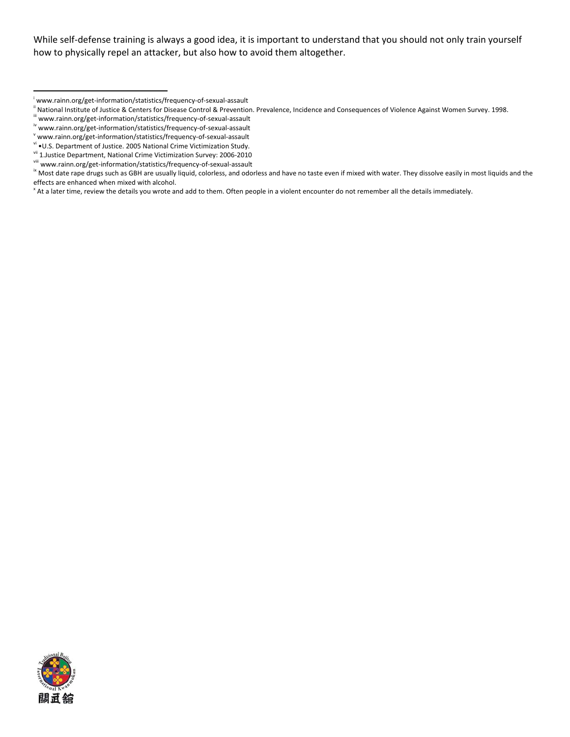While self-defense training is always a good idea, it is important to understand that you should not only train yourself how to physically repel an attacker, but also how to avoid them altogether.

---

[i] www.rainn.org/get-information/statistics/frequency-of-sexual-assault

[ii] National Institute of Justice & Centers for Disease Control & Prevention. Prevalence, Incidence and Consequences of Violence Against Women Survey. 1998.

[iii] www.rainn.org/get-information/statistics/frequency-of-sexual-assault

[iv] www.rainn.org/get-information/statistics/frequency-of-sexual-assault

[v] www.rainn.org/get-information/statistics/frequency-of-sexual-assault

[vi] •U.S. Department of Justice. 2005 National Crime Victimization Study.

[vii] 1.Justice Department, National Crime Victimization Survey: 2006-2010

[viii] www.rainn.org/get-information/statistics/frequency-of-sexual-assault

[ix] Most date rape drugs such as GBH are usually liquid, colorless, and odorless and have no taste even if mixed with water. They dissolve easily in most liquids and the effects are enhanced when mixed with alcohol.

[x] At a later time, review the details you wrote and add to them. Often people in a violent encounter do not remember all the details immediately.